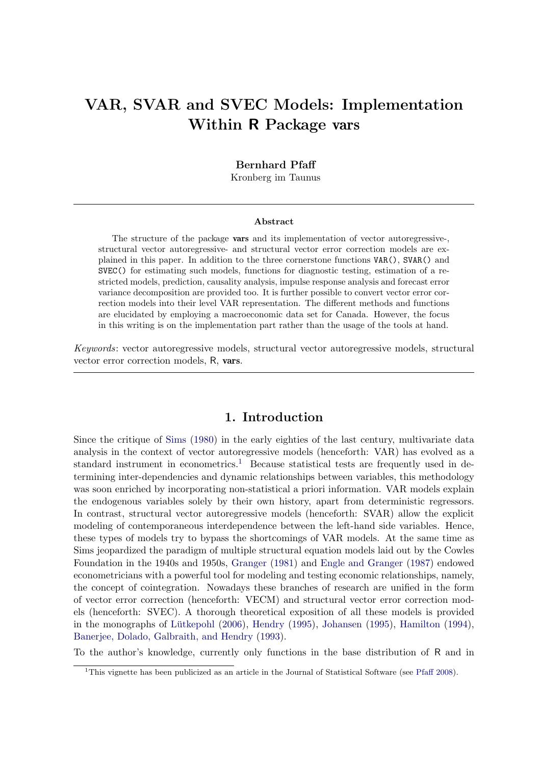# VAR, SVAR and SVEC Models: Implementation Within R Package vars

**Bernhard Pfaff**
Kronberg im Taunus

---

**Abstract**

The structure of the package **vars** and its implementation of vector autoregressive-, structural vector autoregressive- and structural vector error correction models are explained in this paper. In addition to the three cornerstone functions `VAR()`, `SVAR()` and `SVEC()` for estimating such models, functions for diagnostic testing, estimation of a restricted models, prediction, causality analysis, impulse response analysis and forecast error variance decomposition are provided too. It is further possible to convert vector error correction models into their level VAR representation. The different methods and functions are elucidated by employing a macroeconomic data set for Canada. However, the focus in this writing is on the implementation part rather than the usage of the tools at hand.

*Keywords*: vector autoregressive models, structural vector autoregressive models, structural vector error correction models, R, **vars**.

---

## 1. Introduction

Since the critique of Sims (1980) in the early eighties of the last century, multivariate data analysis in the context of vector autoregressive models (henceforth: VAR) has evolved as a standard instrument in econometrics.[1] Because statistical tests are frequently used in determining inter-dependencies and dynamic relationships between variables, this methodology was soon enriched by incorporating non-statistical a priori information. VAR models explain the endogenous variables solely by their own history, apart from deterministic regressors. In contrast, structural vector autoregressive models (henceforth: SVAR) allow the explicit modeling of contemporaneous interdependence between the left-hand side variables. Hence, these types of models try to bypass the shortcomings of VAR models. At the same time as Sims jeopardized the paradigm of multiple structural equation models laid out by the Cowles Foundation in the 1940s and 1950s, Granger (1981) and Engle and Granger (1987) endowed econometricians with a powerful tool for modeling and testing economic relationships, namely, the concept of cointegration. Nowadays these branches of research are unified in the form of vector error correction (henceforth: VECM) and structural vector error correction models (henceforth: SVEC). A thorough theoretical exposition of all these models is provided in the monographs of Lütkepohl (2006), Hendry (1995), Johansen (1995), Hamilton (1994), Banerjee, Dolado, Galbraith, and Hendry (1993).

To the author's knowledge, currently only functions in the base distribution of R and in

---

[1] This vignette has been publicized as an article in the Journal of Statistical Software (see Pfaff 2008).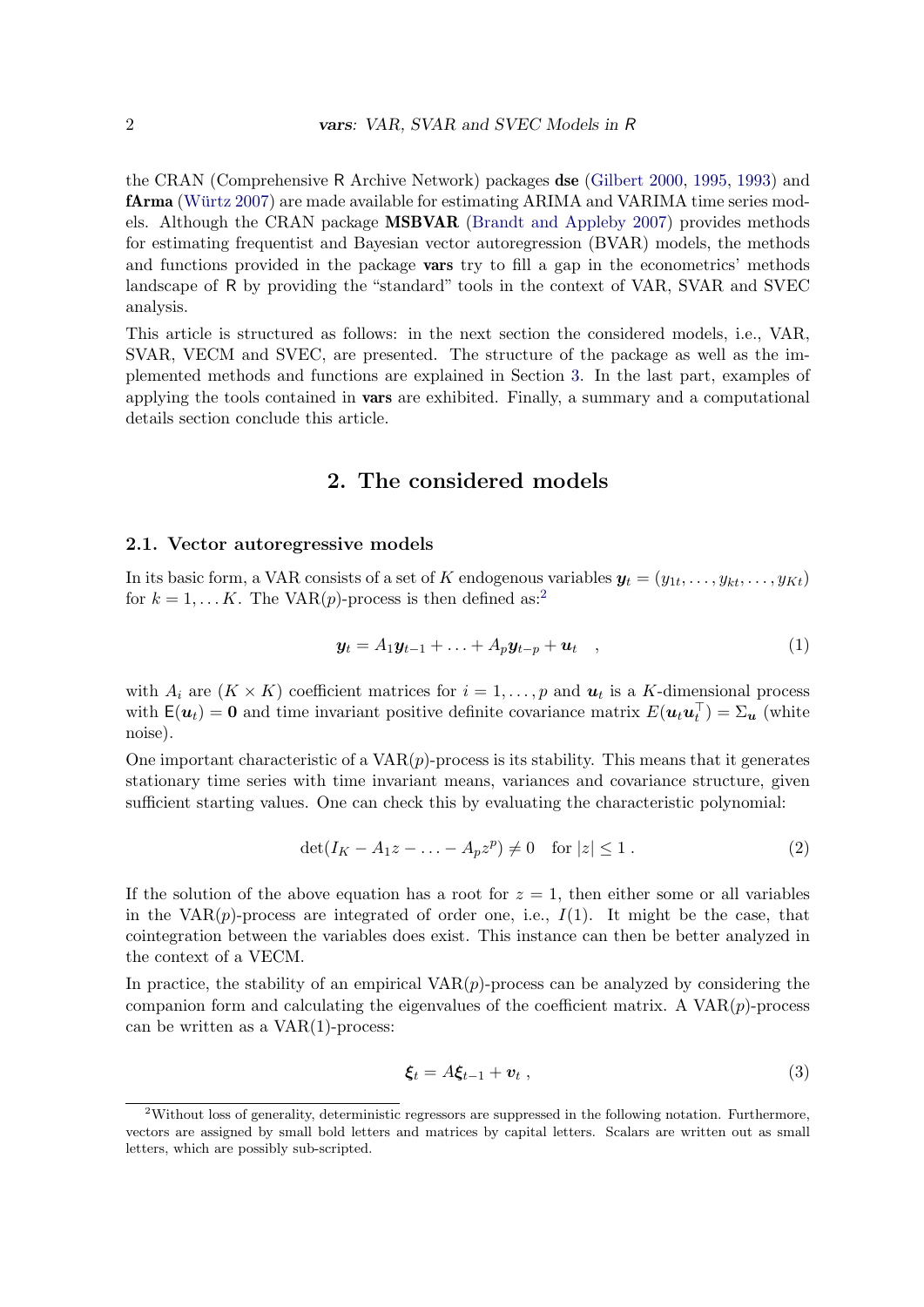the CRAN (Comprehensive R Archive Network) packages **dse** (Gilbert 2000, 1995, 1993) and **fArma** (Würtz 2007) are made available for estimating ARIMA and VARIMA time series models. Although the CRAN package **MSBVAR** (Brandt and Appleby 2007) provides methods for estimating frequentist and Bayesian vector autoregression (BVAR) models, the methods and functions provided in the package **vars** try to fill a gap in the econometrics' methods landscape of R by providing the "standard" tools in the context of VAR, SVAR and SVEC analysis.

This article is structured as follows: in the next section the considered models, i.e., VAR, SVAR, VECM and SVEC, are presented. The structure of the package as well as the implemented methods and functions are explained in Section 3. In the last part, examples of applying the tools contained in **vars** are exhibited. Finally, a summary and a computational details section conclude this article.

## 2. The considered models

### 2.1. Vector autoregressive models

In its basic form, a VAR consists of a set of $K$ endogenous variables $\boldsymbol{y}_t = (y_{1t}, \ldots, y_{kt}, \ldots, y_{Kt})$ for $k = 1, \ldots K$. The VAR($p$)-process is then defined as:[2]

$$\boldsymbol{y}_t = A_1 \boldsymbol{y}_{t-1} + \ldots + A_p \boldsymbol{y}_{t-p} + \boldsymbol{u}_t \quad , \tag{1}$$

with $A_i$ are $(K \times K)$ coefficient matrices for $i = 1, \ldots, p$ and $\boldsymbol{u}_t$ is a $K$-dimensional process with $\mathsf{E}(\boldsymbol{u}_t) = \boldsymbol{0}$ and time invariant positive definite covariance matrix $E(\boldsymbol{u}_t \boldsymbol{u}_t^\top) = \Sigma_{\boldsymbol{u}}$ (white noise).

One important characteristic of a VAR($p$)-process is its stability. This means that it generates stationary time series with time invariant means, variances and covariance structure, given sufficient starting values. One can check this by evaluating the characteristic polynomial:

$$\det(I_K - A_1 z - \ldots - A_p z^p) \neq 0 \quad \text{for } |z| \leq 1 \ . \tag{2}$$

If the solution of the above equation has a root for $z = 1$, then either some or all variables in the VAR($p$)-process are integrated of order one, i.e., $I(1)$. It might be the case, that cointegration between the variables does exist. This instance can then be better analyzed in the context of a VECM.

In practice, the stability of an empirical VAR($p$)-process can be analyzed by considering the companion form and calculating the eigenvalues of the coefficient matrix. A VAR($p$)-process can be written as a VAR(1)-process:

$$\boldsymbol{\xi}_t = A \boldsymbol{\xi}_{t-1} + \boldsymbol{v}_t \ , \tag{3}$$

[2] Without loss of generality, deterministic regressors are suppressed in the following notation. Furthermore, vectors are assigned by small bold letters and matrices by capital letters. Scalars are written out as small letters, which are possibly sub-scripted.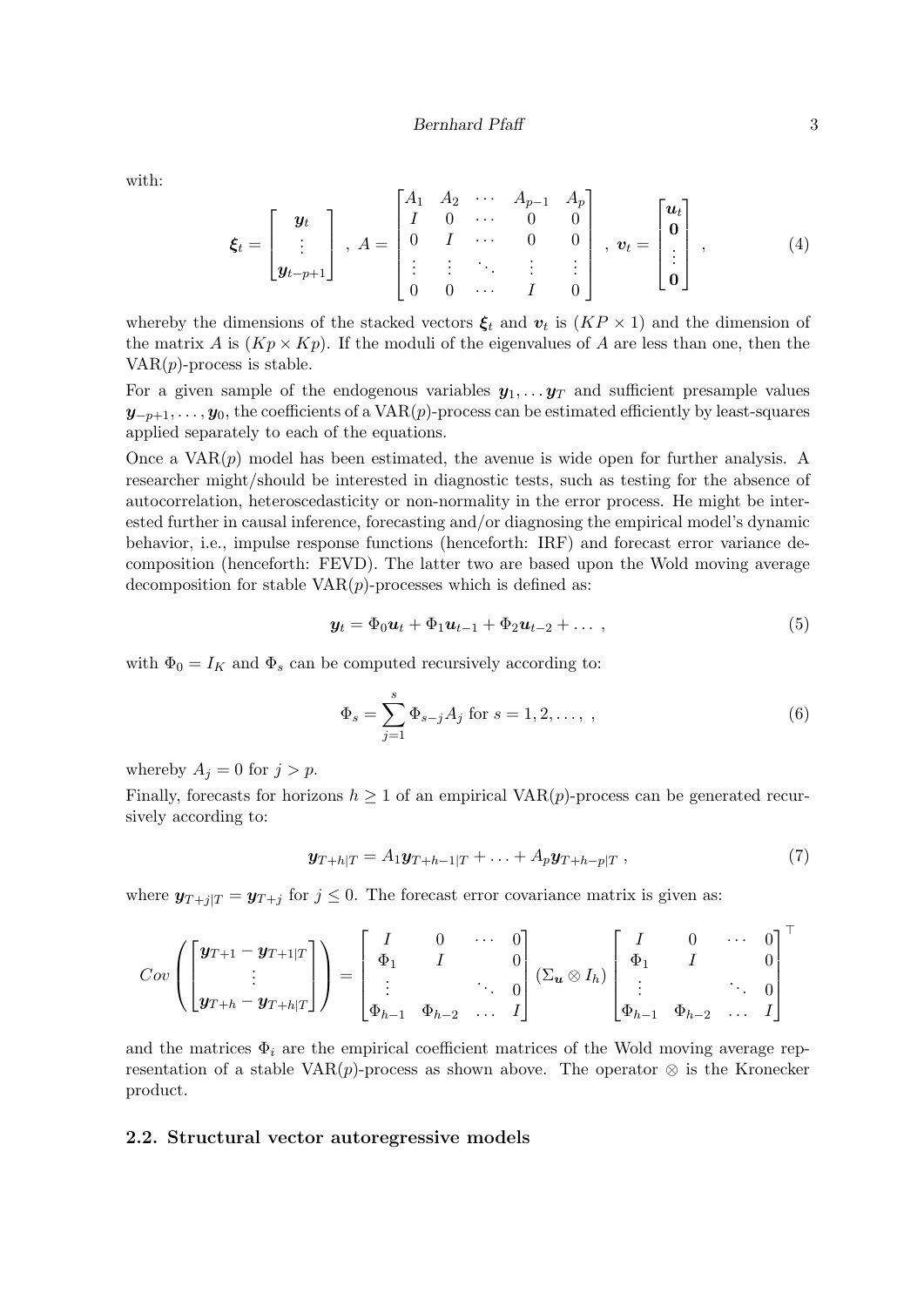with:

$$
\boldsymbol{\xi}_t = \begin{bmatrix} \boldsymbol{y}_t \\ \vdots \\ \boldsymbol{y}_{t-p+1} \end{bmatrix} \; , \; A = \begin{bmatrix} A_1 & A_2 & \cdots & A_{p-1} & A_p \\ I & 0 & \cdots & 0 & 0 \\ 0 & I & \cdots & 0 & 0 \\ \vdots & \vdots & \ddots & \vdots & \vdots \\ 0 & 0 & \cdots & I & 0 \end{bmatrix} \; , \; \boldsymbol{v}_t = \begin{bmatrix} \boldsymbol{u}_t \\ \boldsymbol{0} \\ \vdots \\ \boldsymbol{0} \end{bmatrix} \; , \tag{4}
$$

whereby the dimensions of the stacked vectors $\boldsymbol{\xi}_t$ and $\boldsymbol{v}_t$ is $(KP \times 1)$ and the dimension of the matrix $A$ is $(Kp \times Kp)$. If the moduli of the eigenvalues of $A$ are less than one, then the VAR($p$)-process is stable.

For a given sample of the endogenous variables $\boldsymbol{y}_1, \ldots \boldsymbol{y}_T$ and sufficient presample values $\boldsymbol{y}_{-p+1}, \ldots, \boldsymbol{y}_0$, the coefficients of a VAR($p$)-process can be estimated efficiently by least-squares applied separately to each of the equations.

Once a VAR($p$) model has been estimated, the avenue is wide open for further analysis. A researcher might/should be interested in diagnostic tests, such as testing for the absence of autocorrelation, heteroscedasticity or non-normality in the error process. He might be interested further in causal inference, forecasting and/or diagnosing the empirical model's dynamic behavior, i.e., impulse response functions (henceforth: IRF) and forecast error variance decomposition (henceforth: FEVD). The latter two are based upon the Wold moving average decomposition for stable VAR($p$)-processes which is defined as:

$$
\boldsymbol{y}_t = \Phi_0 \boldsymbol{u}_t + \Phi_1 \boldsymbol{u}_{t-1} + \Phi_2 \boldsymbol{u}_{t-2} + \ldots \; , \tag{5}
$$

with $\Phi_0 = I_K$ and $\Phi_s$ can be computed recursively according to:

$$
\Phi_s = \sum_{j=1}^{s} \Phi_{s-j} A_j \text{ for } s = 1, 2, \ldots, \; , \tag{6}
$$

whereby $A_j = 0$ for $j > p$.

Finally, forecasts for horizons $h \geq 1$ of an empirical VAR($p$)-process can be generated recursively according to:

$$
\boldsymbol{y}_{T+h|T} = A_1 \boldsymbol{y}_{T+h-1|T} + \ldots + A_p \boldsymbol{y}_{T+h-p|T} \; , \tag{7}
$$

where $\boldsymbol{y}_{T+j|T} = \boldsymbol{y}_{T+j}$ for $j \leq 0$. The forecast error covariance matrix is given as:

$$
Cov\left( \begin{bmatrix} \boldsymbol{y}_{T+1} - \boldsymbol{y}_{T+1|T} \\ \vdots \\ \boldsymbol{y}_{T+h} - \boldsymbol{y}_{T+h|T} \end{bmatrix} \right) = \begin{bmatrix} I & 0 & \cdots & 0 \\ \Phi_1 & I & & 0 \\ \vdots & & \ddots & 0 \\ \Phi_{h-1} & \Phi_{h-2} & \ldots & I \end{bmatrix} (\Sigma_{\boldsymbol{u}} \otimes I_h) \begin{bmatrix} I & 0 & \cdots & 0 \\ \Phi_1 & I & & 0 \\ \vdots & & \ddots & 0 \\ \Phi_{h-1} & \Phi_{h-2} & \ldots & I \end{bmatrix}^\top
$$

and the matrices $\Phi_i$ are the empirical coefficient matrices of the Wold moving average representation of a stable VAR($p$)-process as shown above. The operator $\otimes$ is the Kronecker product.

### 2.2. Structural vector autoregressive models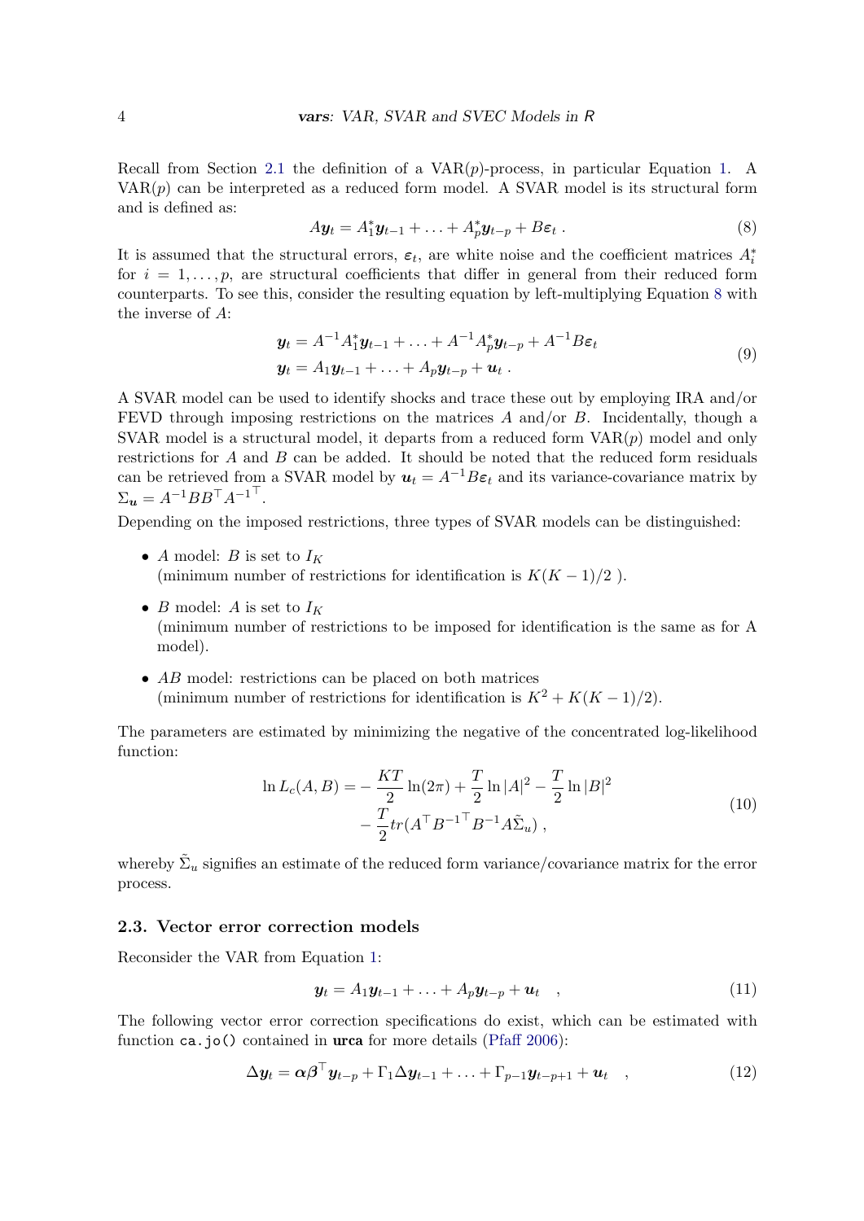Recall from Section 2.1 the definition of a VAR($p$)-process, in particular Equation 1. A VAR($p$) can be interpreted as a reduced form model. A SVAR model is its structural form and is defined as:

$$A\boldsymbol{y}_t = A_1^*\boldsymbol{y}_{t-1} + \ldots + A_p^*\boldsymbol{y}_{t-p} + B\boldsymbol{\varepsilon}_t \; . \tag{8}$$

It is assumed that the structural errors, $\boldsymbol{\varepsilon}_t$, are white noise and the coefficient matrices $A_i^*$ for $i = 1, \ldots, p$, are structural coefficients that differ in general from their reduced form counterparts. To see this, consider the resulting equation by left-multiplying Equation 8 with the inverse of $A$:

$$\begin{aligned}
\boldsymbol{y}_t &= A^{-1}A_1^*\boldsymbol{y}_{t-1} + \ldots + A^{-1}A_p^*\boldsymbol{y}_{t-p} + A^{-1}B\boldsymbol{\varepsilon}_t \\
\boldsymbol{y}_t &= A_1\boldsymbol{y}_{t-1} + \ldots + A_p\boldsymbol{y}_{t-p} + \boldsymbol{u}_t \; .
\end{aligned} \tag{9}$$

A SVAR model can be used to identify shocks and trace these out by employing IRA and/or FEVD through imposing restrictions on the matrices $A$ and/or $B$. Incidentally, though a SVAR model is a structural model, it departs from a reduced form VAR($p$) model and only restrictions for $A$ and $B$ can be added. It should be noted that the reduced form residuals can be retrieved from a SVAR model by $\boldsymbol{u}_t = A^{-1}B\boldsymbol{\varepsilon}_t$ and its variance-covariance matrix by $\Sigma_{\boldsymbol{u}} = A^{-1}BB^\top {A^{-1}}^\top$.

Depending on the imposed restrictions, three types of SVAR models can be distinguished:

- $A$ model: $B$ is set to $I_K$
  (minimum number of restrictions for identification is $K(K-1)/2$ ).
- $B$ model: $A$ is set to $I_K$
  (minimum number of restrictions to be imposed for identification is the same as for A model).
- $AB$ model: restrictions can be placed on both matrices
  (minimum number of restrictions for identification is $K^2 + K(K-1)/2$).

The parameters are estimated by minimizing the negative of the concentrated log-likelihood function:

$$\begin{aligned}
\ln L_c(A, B) = &-\frac{KT}{2}\ln(2\pi) + \frac{T}{2}\ln|A|^2 - \frac{T}{2}\ln|B|^2 \\
&- \frac{T}{2}tr(A^\top {B^{-1}}^\top B^{-1} A \tilde{\Sigma}_u) \; ,
\end{aligned} \tag{10}$$

whereby $\tilde{\Sigma}_u$ signifies an estimate of the reduced form variance/covariance matrix for the error process.

### 2.3. Vector error correction models

Reconsider the VAR from Equation 1:

$$\boldsymbol{y}_t = A_1\boldsymbol{y}_{t-1} + \ldots + A_p\boldsymbol{y}_{t-p} + \boldsymbol{u}_t \quad , \tag{11}$$

The following vector error correction specifications do exist, which can be estimated with function `ca.jo()` contained in **urca** for more details (Pfaff 2006):

$$\Delta\boldsymbol{y}_t = \boldsymbol{\alpha}\boldsymbol{\beta}^\top\boldsymbol{y}_{t-p} + \Gamma_1\Delta\boldsymbol{y}_{t-1} + \ldots + \Gamma_{p-1}\boldsymbol{y}_{t-p+1} + \boldsymbol{u}_t \quad , \tag{12}$$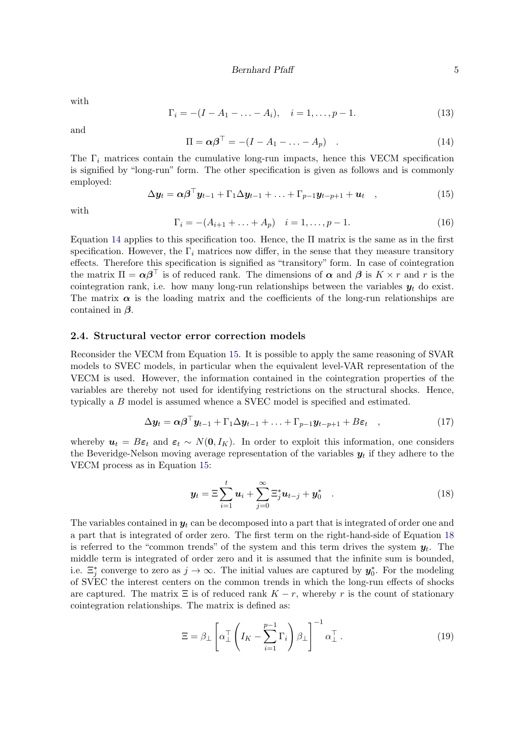with

$$\Gamma_i = -(I - A_1 - \ldots - A_i), \quad i = 1, \ldots, p-1. \tag{13}$$

and

$$\Pi = \boldsymbol{\alpha}\boldsymbol{\beta}^\top = -(I - A_1 - \ldots - A_p) \quad . \tag{14}$$

The $\Gamma_i$ matrices contain the cumulative long-run impacts, hence this VECM specification is signified by "long-run" form. The other specification is given as follows and is commonly employed:

$$\Delta \boldsymbol{y}_t = \boldsymbol{\alpha}\boldsymbol{\beta}^\top \boldsymbol{y}_{t-1} + \Gamma_1 \Delta \boldsymbol{y}_{t-1} + \ldots + \Gamma_{p-1} \boldsymbol{y}_{t-p+1} + \boldsymbol{u}_t \quad , \tag{15}$$

with

$$\Gamma_i = -(A_{i+1} + \ldots + A_p) \quad i = 1, \ldots, p-1. \tag{16}$$

Equation 14 applies to this specification too. Hence, the $\Pi$ matrix is the same as in the first specification. However, the $\Gamma_i$ matrices now differ, in the sense that they measure transitory effects. Therefore this specification is signified as "transitory" form. In case of cointegration the matrix $\Pi = \boldsymbol{\alpha}\boldsymbol{\beta}^\top$ is of reduced rank. The dimensions of $\boldsymbol{\alpha}$ and $\boldsymbol{\beta}$ is $K \times r$ and $r$ is the cointegration rank, i.e. how many long-run relationships between the variables $\boldsymbol{y}_t$ do exist. The matrix $\boldsymbol{\alpha}$ is the loading matrix and the coefficients of the long-run relationships are contained in $\boldsymbol{\beta}$.

### 2.4. Structural vector error correction models

Reconsider the VECM from Equation 15. It is possible to apply the same reasoning of SVAR models to SVEC models, in particular when the equivalent level-VAR representation of the VECM is used. However, the information contained in the cointegration properties of the variables are thereby not used for identifying restrictions on the structural shocks. Hence, typically a $B$ model is assumed whence a SVEC model is specified and estimated.

$$\Delta \boldsymbol{y}_t = \boldsymbol{\alpha}\boldsymbol{\beta}^\top \boldsymbol{y}_{t-1} + \Gamma_1 \Delta \boldsymbol{y}_{t-1} + \ldots + \Gamma_{p-1} \boldsymbol{y}_{t-p+1} + B\boldsymbol{\varepsilon}_t \quad , \tag{17}$$

whereby $\boldsymbol{u}_t = B\boldsymbol{\varepsilon}_t$ and $\boldsymbol{\varepsilon}_t \sim N(\boldsymbol{0}, I_K)$. In order to exploit this information, one considers the Beveridge-Nelson moving average representation of the variables $\boldsymbol{y}_t$ if they adhere to the VECM process as in Equation 15:

$$\boldsymbol{y}_t = \Xi \sum_{i=1}^{t} \boldsymbol{u}_i + \sum_{j=0}^{\infty} \Xi_j^* \boldsymbol{u}_{t-j} + \boldsymbol{y}_0^* \quad . \tag{18}$$

The variables contained in $\boldsymbol{y}_t$ can be decomposed into a part that is integrated of order one and a part that is integrated of order zero. The first term on the right-hand-side of Equation 18 is referred to the "common trends" of the system and this term drives the system $\boldsymbol{y}_t$. The middle term is integrated of order zero and it is assumed that the infinite sum is bounded, i.e. $\Xi_j^*$ converge to zero as $j \to \infty$. The initial values are captured by $\boldsymbol{y}_0^*$. For the modeling of SVEC the interest centers on the common trends in which the long-run effects of shocks are captured. The matrix $\Xi$ is of reduced rank $K - r$, whereby $r$ is the count of stationary cointegration relationships. The matrix is defined as:

$$\Xi = \beta_\perp \left[ \alpha_\perp^\top \left( I_K - \sum_{i=1}^{p-1} \Gamma_i \right) \beta_\perp \right]^{-1} \alpha_\perp^\top \,. \tag{19}$$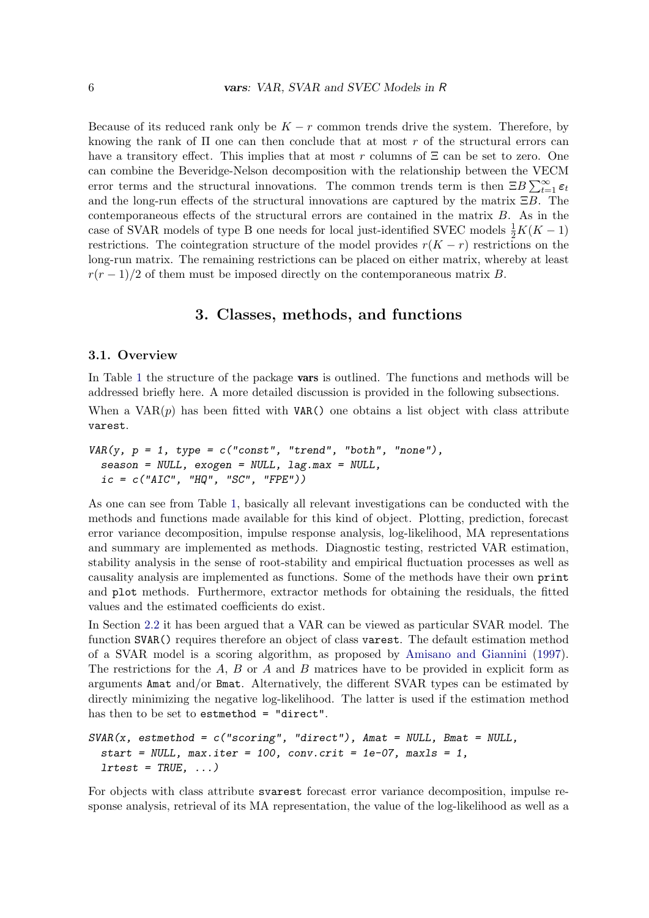Because of its reduced rank only be $K - r$ common trends drive the system. Therefore, by knowing the rank of $\Pi$ one can then conclude that at most $r$ of the structural errors can have a transitory effect. This implies that at most $r$ columns of $\Xi$ can be set to zero. One can combine the Beveridge-Nelson decomposition with the relationship between the VECM error terms and the structural innovations. The common trends term is then $\Xi B \sum_{t=1}^{\infty} \boldsymbol{\varepsilon}_t$ and the long-run effects of the structural innovations are captured by the matrix $\Xi B$. The contemporaneous effects of the structural errors are contained in the matrix $B$. As in the case of SVAR models of type B one needs for local just-identified SVEC models $\frac{1}{2}K(K-1)$ restrictions. The cointegration structure of the model provides $r(K - r)$ restrictions on the long-run matrix. The remaining restrictions can be placed on either matrix, whereby at least $r(r - 1)/2$ of them must be imposed directly on the contemporaneous matrix $B$.

# 3. Classes, methods, and functions

## 3.1. Overview

In Table 1 the structure of the package **vars** is outlined. The functions and methods will be addressed briefly here. A more detailed discussion is provided in the following subsections.

When a VAR($p$) has been fitted with `VAR()` one obtains a list object with class attribute `varest`.

```
VAR(y, p = 1, type = c("const", "trend", "both", "none"),
  season = NULL, exogen = NULL, lag.max = NULL,
  ic = c("AIC", "HQ", "SC", "FPE"))
```

As one can see from Table 1, basically all relevant investigations can be conducted with the methods and functions made available for this kind of object. Plotting, prediction, forecast error variance decomposition, impulse response analysis, log-likelihood, MA representations and summary are implemented as methods. Diagnostic testing, restricted VAR estimation, stability analysis in the sense of root-stability and empirical fluctuation processes as well as causality analysis are implemented as functions. Some of the methods have their own `print` and `plot` methods. Furthermore, extractor methods for obtaining the residuals, the fitted values and the estimated coefficients do exist.

In Section 2.2 it has been argued that a VAR can be viewed as particular SVAR model. The function `SVAR()` requires therefore an object of class `varest`. The default estimation method of a SVAR model is a scoring algorithm, as proposed by Amisano and Giannini (1997). The restrictions for the $A$, $B$ or $A$ and $B$ matrices have to be provided in explicit form as arguments `Amat` and/or `Bmat`. Alternatively, the different SVAR types can be estimated by directly minimizing the negative log-likelihood. The latter is used if the estimation method has then to be set to `estmethod = "direct"`.

```
SVAR(x, estmethod = c("scoring", "direct"), Amat = NULL, Bmat = NULL,
  start = NULL, max.iter = 100, conv.crit = 1e-07, maxls = 1,
  lrtest = TRUE, ...)
```

For objects with class attribute `svarest` forecast error variance decomposition, impulse response analysis, retrieval of its MA representation, the value of the log-likelihood as well as a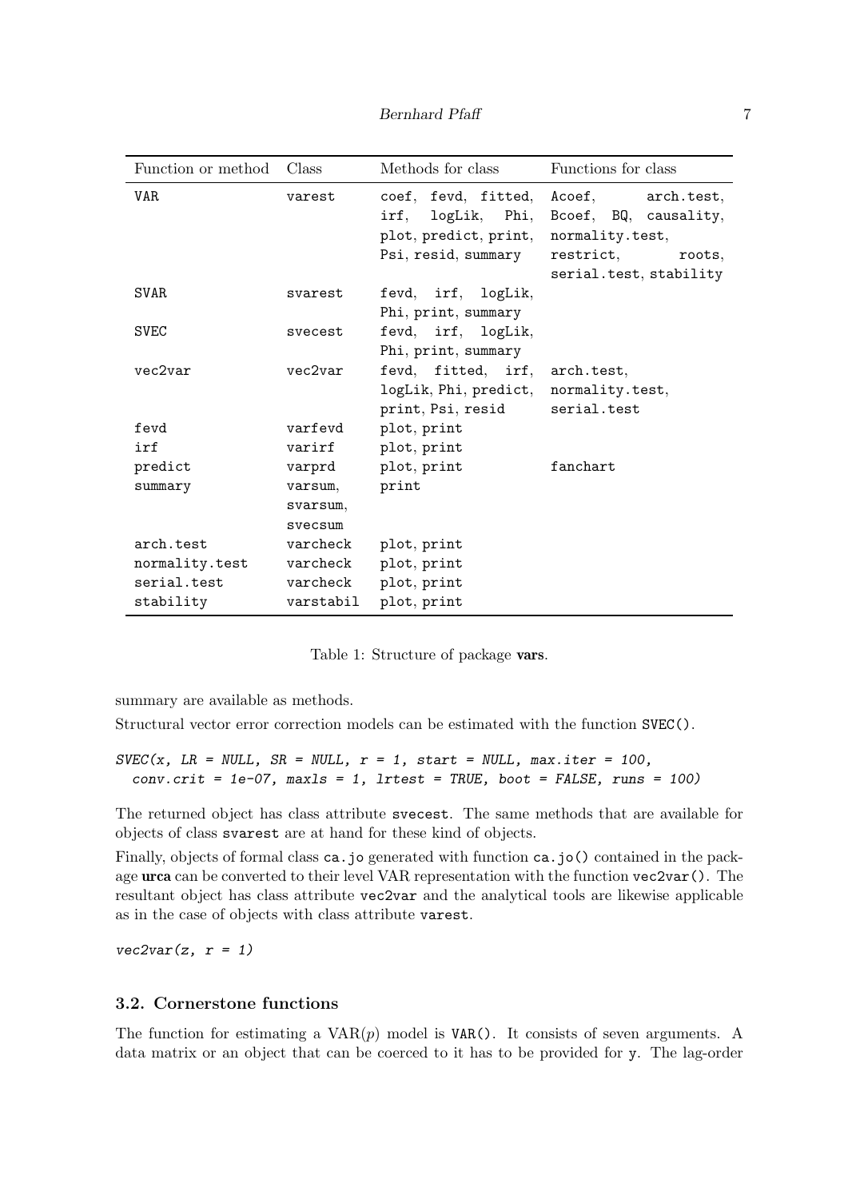| Function or method | Class | Methods for class | Functions for class |
|---|---|---|---|
| VAR | varest | coef, fevd, fitted, irf, logLik, Phi, plot, predict, print, Psi, resid, summary | Acoef, arch.test, Bcoef, BQ, causality, normality.test, restrict, roots, serial.test, stability |
| SVAR | svarest | fevd, irf, logLik, Phi, print, summary | |
| SVEC | svecest | fevd, irf, logLik, Phi, print, summary | |
| vec2var | vec2var | fevd, fitted, irf, logLik, Phi, predict, print, Psi, resid | arch.test, normality.test, serial.test |
| fevd | varfevd | plot, print | |
| irf | varirf | plot, print | |
| predict | varprd | plot, print | fanchart |
| summary | varsum, svarsum, svecsum | print | |
| arch.test | varcheck | plot, print | |
| normality.test | varcheck | plot, print | |
| serial.test | varcheck | plot, print | |
| stability | varstabil | plot, print | |

Table 1: Structure of package **vars**.

summary are available as methods.

Structural vector error correction models can be estimated with the function SVEC().

```
SVEC(x, LR = NULL, SR = NULL, r = 1, start = NULL, max.iter = 100,
  conv.crit = 1e-07, maxls = 1, lrtest = TRUE, boot = FALSE, runs = 100)
```

The returned object has class attribute svecest. The same methods that are available for objects of class svarest are at hand for these kind of objects.

Finally, objects of formal class ca.jo generated with function ca.jo() contained in the package **urca** can be converted to their level VAR representation with the function vec2var(). The resultant object has class attribute vec2var and the analytical tools are likewise applicable as in the case of objects with class attribute varest.

```
vec2var(z, r = 1)
```

### 3.2. Cornerstone functions

The function for estimating a VAR($p$) model is VAR(). It consists of seven arguments. A data matrix or an object that can be coerced to it has to be provided for y. The lag-order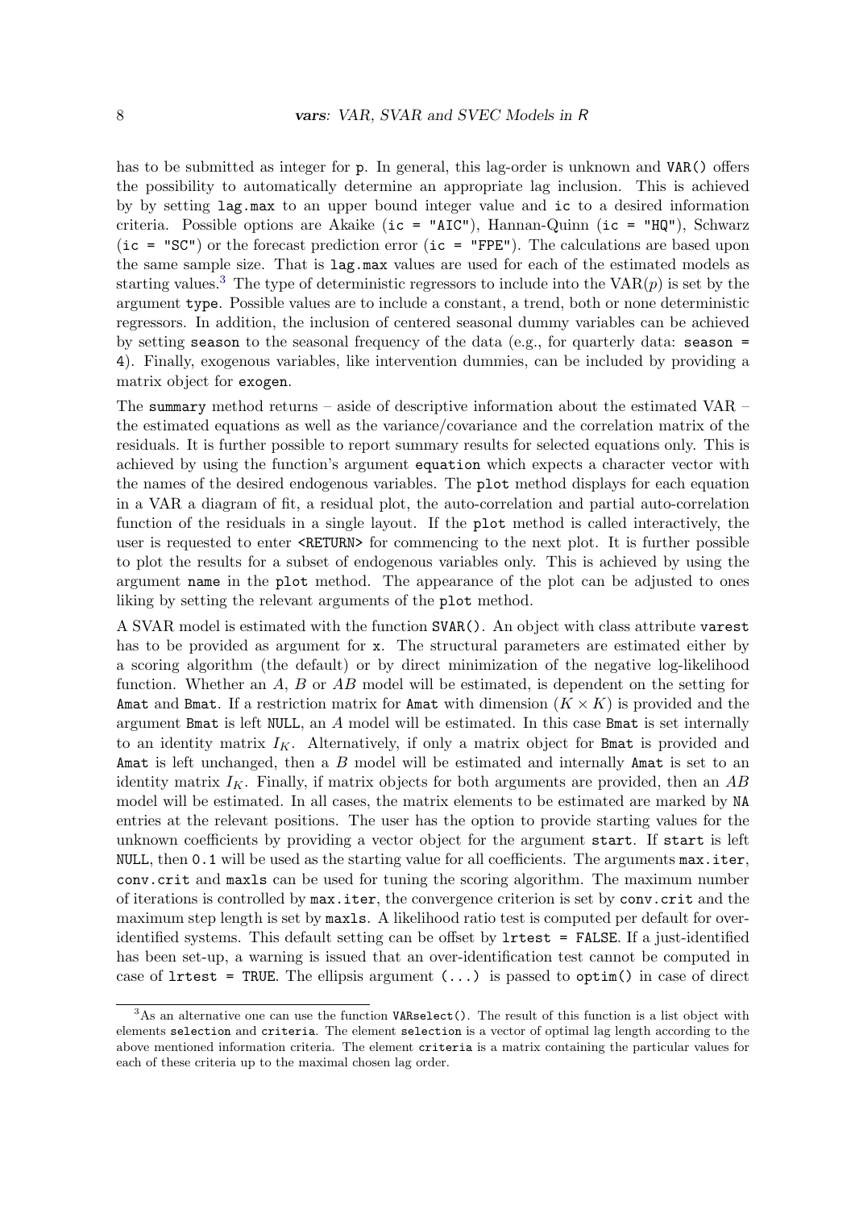has to be submitted as integer for `p`. In general, this lag-order is unknown and `VAR()` offers the possibility to automatically determine an appropriate lag inclusion. This is achieved by by setting `lag.max` to an upper bound integer value and `ic` to a desired information criteria. Possible options are Akaike (`ic = "AIC"`), Hannan-Quinn (`ic = "HQ"`), Schwarz (`ic = "SC"`) or the forecast prediction error (`ic = "FPE"`). The calculations are based upon the same sample size. That is `lag.max` values are used for each of the estimated models as starting values.[3] The type of deterministic regressors to include into the VAR($p$) is set by the argument `type`. Possible values are to include a constant, a trend, both or none deterministic regressors. In addition, the inclusion of centered seasonal dummy variables can be achieved by setting `season` to the seasonal frequency of the data (e.g., for quarterly data: `season = 4`). Finally, exogenous variables, like intervention dummies, can be included by providing a matrix object for `exogen`.

The `summary` method returns – aside of descriptive information about the estimated VAR – the estimated equations as well as the variance/covariance and the correlation matrix of the residuals. It is further possible to report summary results for selected equations only. This is achieved by using the function's argument `equation` which expects a character vector with the names of the desired endogenous variables. The `plot` method displays for each equation in a VAR a diagram of fit, a residual plot, the auto-correlation and partial auto-correlation function of the residuals in a single layout. If the `plot` method is called interactively, the user is requested to enter `<RETURN>` for commencing to the next plot. It is further possible to plot the results for a subset of endogenous variables only. This is achieved by using the argument `name` in the `plot` method. The appearance of the plot can be adjusted to ones liking by setting the relevant arguments of the `plot` method.

A SVAR model is estimated with the function `SVAR()`. An object with class attribute `varest` has to be provided as argument for `x`. The structural parameters are estimated either by a scoring algorithm (the default) or by direct minimization of the negative log-likelihood function. Whether an $A$, $B$ or $AB$ model will be estimated, is dependent on the setting for `Amat` and `Bmat`. If a restriction matrix for `Amat` with dimension $(K \times K)$ is provided and the argument `Bmat` is left `NULL`, an $A$ model will be estimated. In this case `Bmat` is set internally to an identity matrix $I_K$. Alternatively, if only a matrix object for `Bmat` is provided and `Amat` is left unchanged, then a $B$ model will be estimated and internally `Amat` is set to an identity matrix $I_K$. Finally, if matrix objects for both arguments are provided, then an $AB$ model will be estimated. In all cases, the matrix elements to be estimated are marked by `NA` entries at the relevant positions. The user has the option to provide starting values for the unknown coefficients by providing a vector object for the argument `start`. If `start` is left `NULL`, then `0.1` will be used as the starting value for all coefficients. The arguments `max.iter`, `conv.crit` and `maxls` can be used for tuning the scoring algorithm. The maximum number of iterations is controlled by `max.iter`, the convergence criterion is set by `conv.crit` and the maximum step length is set by `maxls`. A likelihood ratio test is computed per default for over-identified systems. This default setting can be offset by `lrtest = FALSE`. If a just-identified has been set-up, a warning is issued that an over-identification test cannot be computed in case of `lrtest = TRUE`. The ellipsis argument `(...)` is passed to `optim()` in case of direct

[3] As an alternative one can use the function `VARselect()`. The result of this function is a list object with elements `selection` and `criteria`. The element `selection` is a vector of optimal lag length according to the above mentioned information criteria. The element `criteria` is a matrix containing the particular values for each of these criteria up to the maximal chosen lag order.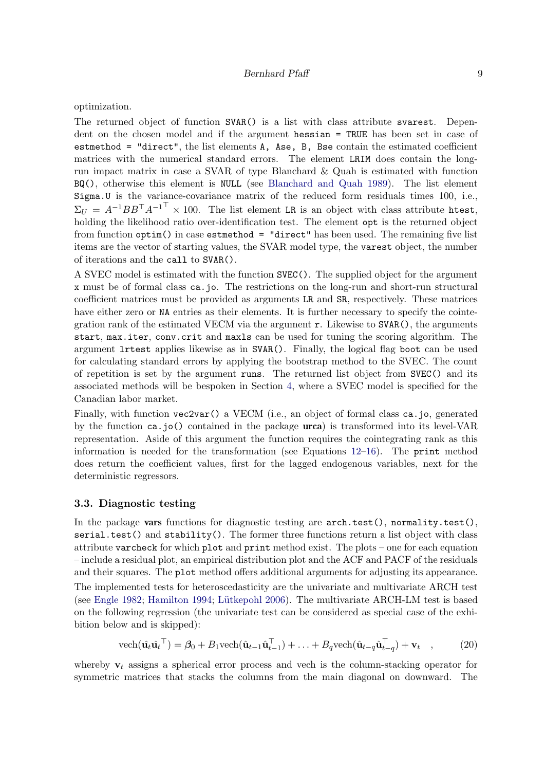optimization.

The returned object of function `SVAR()` is a list with class attribute `svarest`. Dependent on the chosen model and if the argument `hessian = TRUE` has been set in case of `estmethod = "direct"`, the list elements `A, Ase, B, Bse` contain the estimated coefficient matrices with the numerical standard errors. The element `LRIM` does contain the long-run impact matrix in case a SVAR of type Blanchard & Quah is estimated with function `BQ()`, otherwise this element is `NULL` (see Blanchard and Quah 1989). The list element `Sigma.U` is the variance-covariance matrix of the reduced form residuals times 100, i.e., $\Sigma_U = A^{-1}BB^\top A^{-1^\top} \times 100$. The list element `LR` is an object with class attribute `htest`, holding the likelihood ratio over-identification test. The element `opt` is the returned object from function `optim()` in case `estmethod = "direct"` has been used. The remaining five list items are the vector of starting values, the SVAR model type, the `varest` object, the number of iterations and the `call` to `SVAR()`.

A SVEC model is estimated with the function `SVEC()`. The supplied object for the argument `x` must be of formal class `ca.jo`. The restrictions on the long-run and short-run structural coefficient matrices must be provided as arguments `LR` and `SR`, respectively. These matrices have either zero or `NA` entries as their elements. It is further necessary to specify the cointegration rank of the estimated VECM via the argument `r`. Likewise to `SVAR()`, the arguments `start`, `max.iter`, `conv.crit` and `maxls` can be used for tuning the scoring algorithm. The argument `lrtest` applies likewise as in `SVAR()`. Finally, the logical flag `boot` can be used for calculating standard errors by applying the bootstrap method to the SVEC. The count of repetition is set by the argument `runs`. The returned list object from `SVEC()` and its associated methods will be bespoken in Section 4, where a SVEC model is specified for the Canadian labor market.

Finally, with function `vec2var()` a VECM (i.e., an object of formal class `ca.jo`, generated by the function `ca.jo()` contained in the package **urca**) is transformed into its level-VAR representation. Aside of this argument the function requires the cointegrating rank as this information is needed for the transformation (see Equations 12–16). The `print` method does return the coefficient values, first for the lagged endogenous variables, next for the deterministic regressors.

### 3.3. Diagnostic testing

In the package **vars** functions for diagnostic testing are `arch.test()`, `normality.test()`, `serial.test()` and `stability()`. The former three functions return a list object with class attribute `varcheck` for which `plot` and `print` method exist. The plots – one for each equation – include a residual plot, an empirical distribution plot and the ACF and PACF of the residuals and their squares. The `plot` method offers additional arguments for adjusting its appearance.

The implemented tests for heteroscedasticity are the univariate and multivariate ARCH test (see Engle 1982; Hamilton 1994; Lütkepohl 2006). The multivariate ARCH-LM test is based on the following regression (the univariate test can be considered as special case of the exhibition below and is skipped):

$$\text{vech}(\hat{\mathbf{u}}_t\hat{\mathbf{u}}_t^\top) = \boldsymbol{\beta}_0 + B_1\text{vech}(\hat{\mathbf{u}}_{t-1}\hat{\mathbf{u}}_{t-1}^\top) + \ldots + B_q\text{vech}(\hat{\mathbf{u}}_{t-q}\hat{\mathbf{u}}_{t-q}^\top) + \mathbf{v}_t \quad , \tag{20}$$

whereby $\mathbf{v}_t$ assigns a spherical error process and vech is the column-stacking operator for symmetric matrices that stacks the columns from the main diagonal on downward. The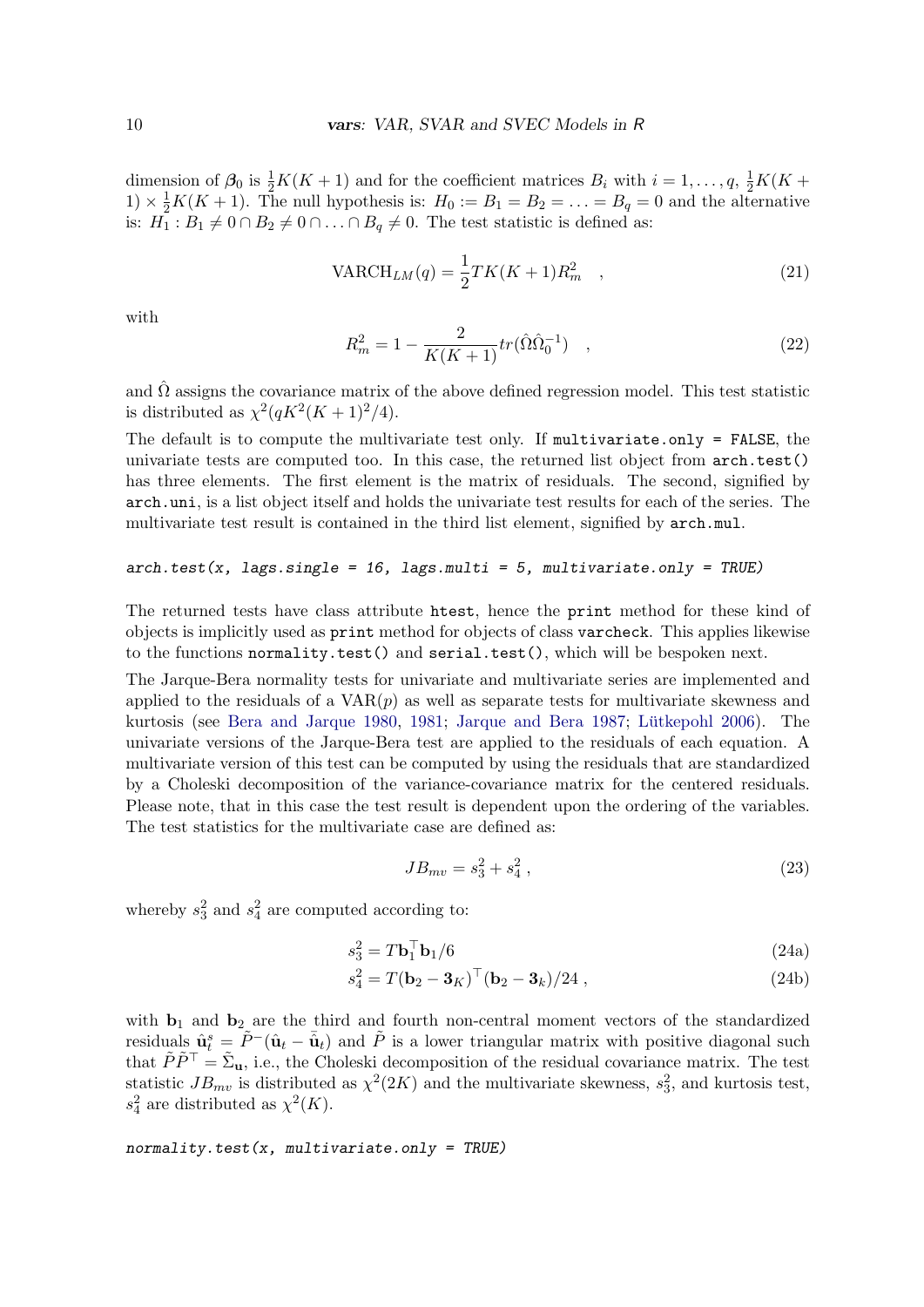dimension of $\boldsymbol{\beta}_0$ is $\frac{1}{2}K(K+1)$ and for the coefficient matrices $B_i$ with $i = 1, \ldots, q$, $\frac{1}{2}K(K+1) \times \frac{1}{2}K(K+1)$. The null hypothesis is: $H_0 := B_1 = B_2 = \ldots = B_q = 0$ and the alternative is: $H_1 : B_1 \neq 0 \cap B_2 \neq 0 \cap \ldots \cap B_q \neq 0$. The test statistic is defined as:

$$\text{VARCH}_{LM}(q) = \frac{1}{2}TK(K+1)R_m^2 \quad , \tag{21}$$

with

$$R_m^2 = 1 - \frac{2}{K(K+1)} tr(\hat{\Omega}\hat{\Omega}_0^{-1}) \quad , \tag{22}$$

and $\hat{\Omega}$ assigns the covariance matrix of the above defined regression model. This test statistic is distributed as $\chi^2(qK^2(K+1)^2/4)$.

The default is to compute the multivariate test only. If `multivariate.only = FALSE`, the univariate tests are computed too. In this case, the returned list object from `arch.test()` has three elements. The first element is the matrix of residuals. The second, signified by `arch.uni`, is a list object itself and holds the univariate test results for each of the series. The multivariate test result is contained in the third list element, signified by `arch.mul`.

```
arch.test(x, lags.single = 16, lags.multi = 5, multivariate.only = TRUE)
```

The returned tests have class attribute `htest`, hence the `print` method for these kind of objects is implicitly used as `print` method for objects of class `varcheck`. This applies likewise to the functions `normality.test()` and `serial.test()`, which will be bespoken next.

The Jarque-Bera normality tests for univariate and multivariate series are implemented and applied to the residuals of a VAR($p$) as well as separate tests for multivariate skewness and kurtosis (see Bera and Jarque 1980, 1981; Jarque and Bera 1987; Lütkepohl 2006). The univariate versions of the Jarque-Bera test are applied to the residuals of each equation. A multivariate version of this test can be computed by using the residuals that are standardized by a Choleski decomposition of the variance-covariance matrix for the centered residuals. Please note, that in this case the test result is dependent upon the ordering of the variables. The test statistics for the multivariate case are defined as:

$$JB_{mv} = s_3^2 + s_4^2 \, , \tag{23}$$

whereby $s_3^2$ and $s_4^2$ are computed according to:

$$s_3^2 = T\mathbf{b}_1^\top \mathbf{b}_1/6 \tag{24a}$$

$$s_4^2 = T(\mathbf{b}_2 - \mathbf{3}_K)^\top(\mathbf{b}_2 - \mathbf{3}_k)/24 \, , \tag{24b}$$

with $\mathbf{b}_1$ and $\mathbf{b}_2$ are the third and fourth non-central moment vectors of the standardized residuals $\hat{\mathbf{u}}_t^s = \tilde{P}^-(\hat{\mathbf{u}}_t - \bar{\hat{\mathbf{u}}}_t)$ and $\tilde{P}$ is a lower triangular matrix with positive diagonal such that $\tilde{P}\tilde{P}^\top = \tilde{\Sigma}_{\mathbf{u}}$, i.e., the Choleski decomposition of the residual covariance matrix. The test statistic $JB_{mv}$ is distributed as $\chi^2(2K)$ and the multivariate skewness, $s_3^2$, and kurtosis test, $s_4^2$ are distributed as $\chi^2(K)$.

```
normality.test(x, multivariate.only = TRUE)
```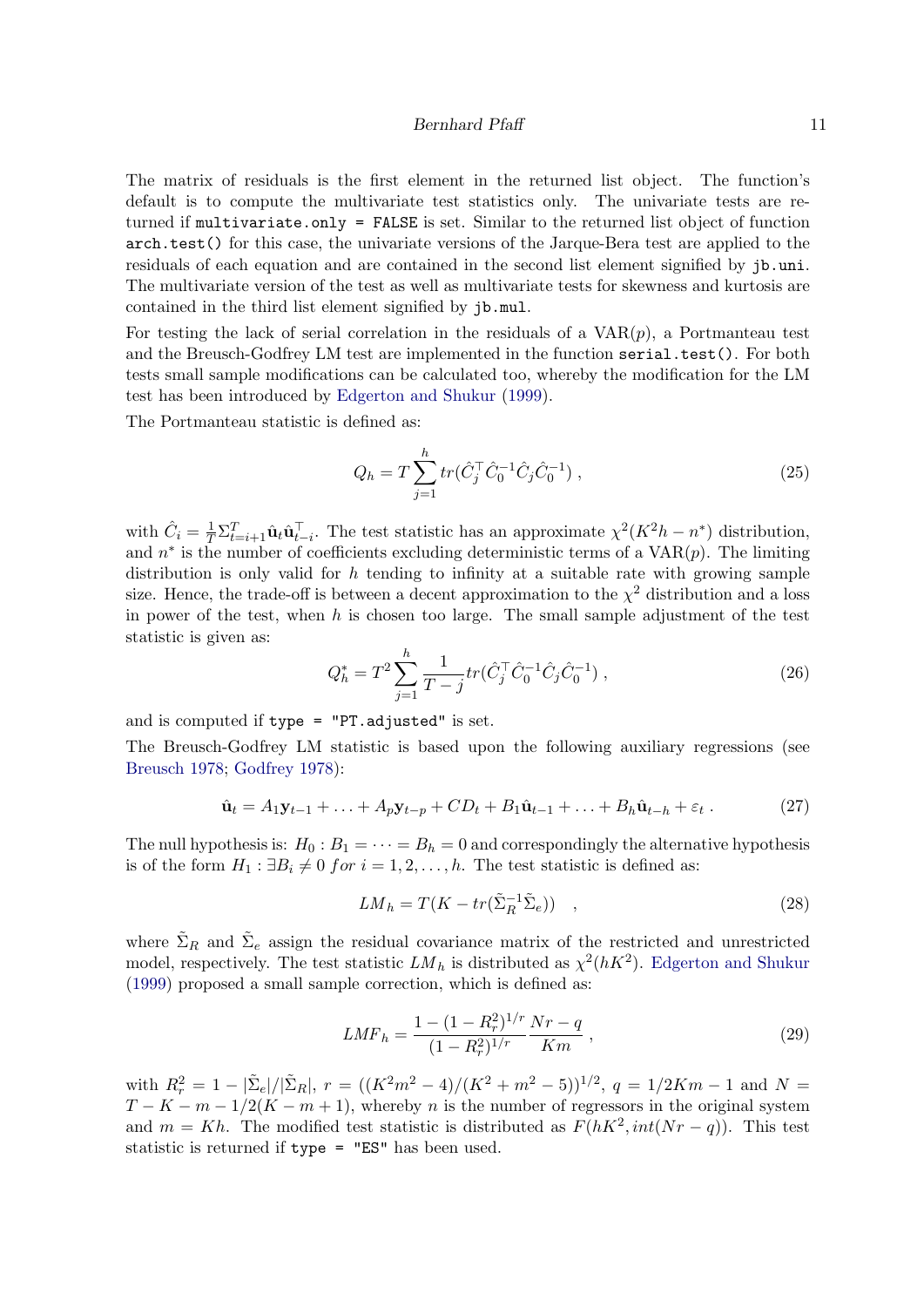The matrix of residuals is the first element in the returned list object. The function's default is to compute the multivariate test statistics only. The univariate tests are returned if `multivariate.only = FALSE` is set. Similar to the returned list object of function `arch.test()` for this case, the univariate versions of the Jarque-Bera test are applied to the residuals of each equation and are contained in the second list element signified by `jb.uni`. The multivariate version of the test as well as multivariate tests for skewness and kurtosis are contained in the third list element signified by `jb.mul`.

For testing the lack of serial correlation in the residuals of a VAR($p$), a Portmanteau test and the Breusch-Godfrey LM test are implemented in the function `serial.test()`. For both tests small sample modifications can be calculated too, whereby the modification for the LM test has been introduced by Edgerton and Shukur (1999).

The Portmanteau statistic is defined as:

$$Q_h = T \sum_{j=1}^{h} tr(\hat{C}_j^\top \hat{C}_0^{-1} \hat{C}_j \hat{C}_0^{-1}) \ , \tag{25}$$

with $\hat{C}_i = \frac{1}{T} \Sigma_{t=i+1}^{T} \hat{\mathbf{u}}_t \hat{\mathbf{u}}_{t-i}^\top$. The test statistic has an approximate $\chi^2(K^2h - n^*)$ distribution, and $n^*$ is the number of coefficients excluding deterministic terms of a VAR($p$). The limiting distribution is only valid for $h$ tending to infinity at a suitable rate with growing sample size. Hence, the trade-off is between a decent approximation to the $\chi^2$ distribution and a loss in power of the test, when $h$ is chosen too large. The small sample adjustment of the test statistic is given as:

$$Q_h^* = T^2 \sum_{j=1}^{h} \frac{1}{T-j} tr(\hat{C}_j^\top \hat{C}_0^{-1} \hat{C}_j \hat{C}_0^{-1}) \ , \tag{26}$$

and is computed if `type = "PT.adjusted"` is set.

The Breusch-Godfrey LM statistic is based upon the following auxiliary regressions (see Breusch 1978; Godfrey 1978):

$$\hat{\mathbf{u}}_t = A_1 \mathbf{y}_{t-1} + \ldots + A_p \mathbf{y}_{t-p} + C D_t + B_1 \hat{\mathbf{u}}_{t-1} + \ldots + B_h \hat{\mathbf{u}}_{t-h} + \varepsilon_t \ . \tag{27}$$

The null hypothesis is: $H_0 : B_1 = \cdots = B_h = 0$ and correspondingly the alternative hypothesis is of the form $H_1 : \exists B_i \neq 0 \ for \ i = 1, 2, \ldots, h$. The test statistic is defined as:

$$LM_h = T(K - tr(\tilde{\Sigma}_R^{-1} \tilde{\Sigma}_e)) \quad , \tag{28}$$

where $\tilde{\Sigma}_R$ and $\tilde{\Sigma}_e$ assign the residual covariance matrix of the restricted and unrestricted model, respectively. The test statistic $LM_h$ is distributed as $\chi^2(hK^2)$. Edgerton and Shukur (1999) proposed a small sample correction, which is defined as:

$$LMF_h = \frac{1 - (1 - R_r^2)^{1/r}}{(1 - R_r^2)^{1/r}} \frac{Nr - q}{Km} \ , \tag{29}$$

with $R_r^2 = 1 - |\tilde{\Sigma}_e| / |\tilde{\Sigma}_R|$, $r = ((K^2m^2 - 4)/(K^2 + m^2 - 5))^{1/2}$, $q = 1/2Km - 1$ and $N = T - K - m - 1/2(K - m + 1)$, whereby $n$ is the number of regressors in the original system and $m = Kh$. The modified test statistic is distributed as $F(hK^2, int(Nr - q))$. This test statistic is returned if `type = "ES"` has been used.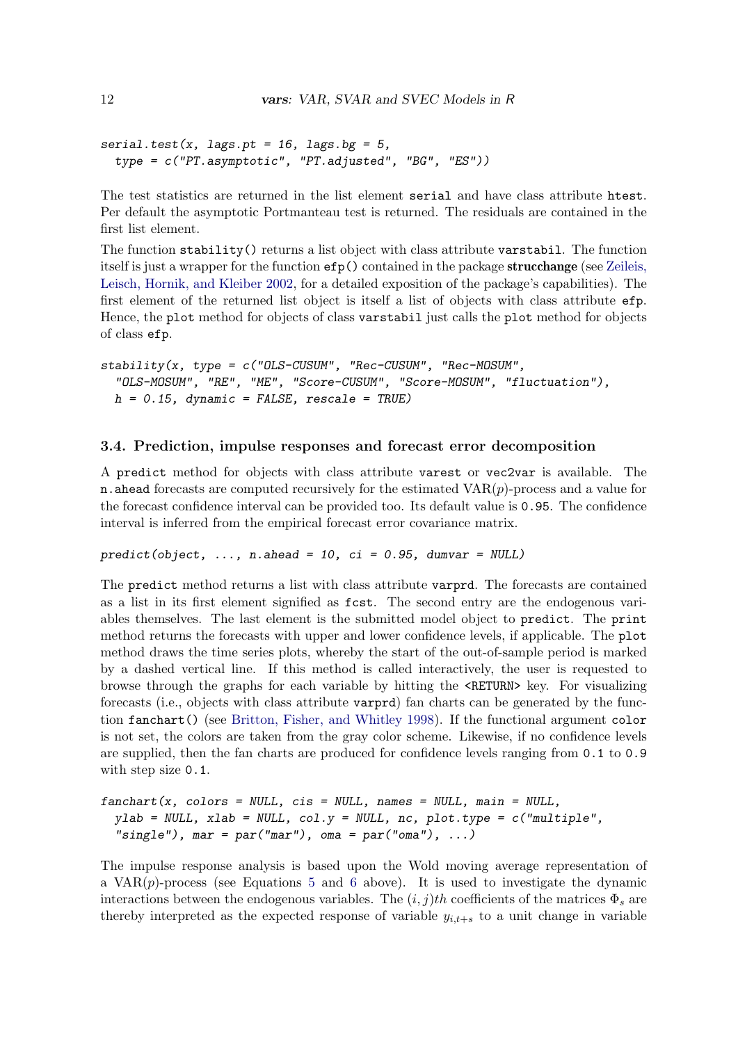```
serial.test(x, lags.pt = 16, lags.bg = 5,
  type = c("PT.asymptotic", "PT.adjusted", "BG", "ES"))
```

The test statistics are returned in the list element `serial` and have class attribute `htest`. Per default the asymptotic Portmanteau test is returned. The residuals are contained in the first list element.

The function `stability()` returns a list object with class attribute `varstabil`. The function itself is just a wrapper for the function `efp()` contained in the package **strucchange** (see Zeileis, Leisch, Hornik, and Kleiber 2002, for a detailed exposition of the package's capabilities). The first element of the returned list object is itself a list of objects with class attribute `efp`. Hence, the `plot` method for objects of class `varstabil` just calls the `plot` method for objects of class `efp`.

```
stability(x, type = c("OLS-CUSUM", "Rec-CUSUM", "Rec-MOSUM",
  "OLS-MOSUM", "RE", "ME", "Score-CUSUM", "Score-MOSUM", "fluctuation"),
  h = 0.15, dynamic = FALSE, rescale = TRUE)
```

### 3.4. Prediction, impulse responses and forecast error decomposition

A `predict` method for objects with class attribute `varest` or `vec2var` is available. The `n.ahead` forecasts are computed recursively for the estimated VAR($p$)-process and a value for the forecast confidence interval can be provided too. Its default value is `0.95`. The confidence interval is inferred from the empirical forecast error covariance matrix.

```
predict(object, ..., n.ahead = 10, ci = 0.95, dumvar = NULL)
```

The `predict` method returns a list with class attribute `varprd`. The forecasts are contained as a list in its first element signified as `fcst`. The second entry are the endogenous variables themselves. The last element is the submitted model object to `predict`. The `print` method returns the forecasts with upper and lower confidence levels, if applicable. The `plot` method draws the time series plots, whereby the start of the out-of-sample period is marked by a dashed vertical line. If this method is called interactively, the user is requested to browse through the graphs for each variable by hitting the `<RETURN>` key. For visualizing forecasts (i.e., objects with class attribute `varprd`) fan charts can be generated by the function `fanchart()` (see Britton, Fisher, and Whitley 1998). If the functional argument `color` is not set, the colors are taken from the gray color scheme. Likewise, if no confidence levels are supplied, then the fan charts are produced for confidence levels ranging from `0.1` to `0.9` with step size `0.1`.

```
fanchart(x, colors = NULL, cis = NULL, names = NULL, main = NULL,
  ylab = NULL, xlab = NULL, col.y = NULL, nc, plot.type = c("multiple",
  "single"), mar = par("mar"), oma = par("oma"), ...)
```

The impulse response analysis is based upon the Wold moving average representation of a VAR($p$)-process (see Equations 5 and 6 above). It is used to investigate the dynamic interactions between the endogenous variables. The $(i,j)th$ coefficients of the matrices $\Phi_s$ are thereby interpreted as the expected response of variable $y_{i,t+s}$ to a unit change in variable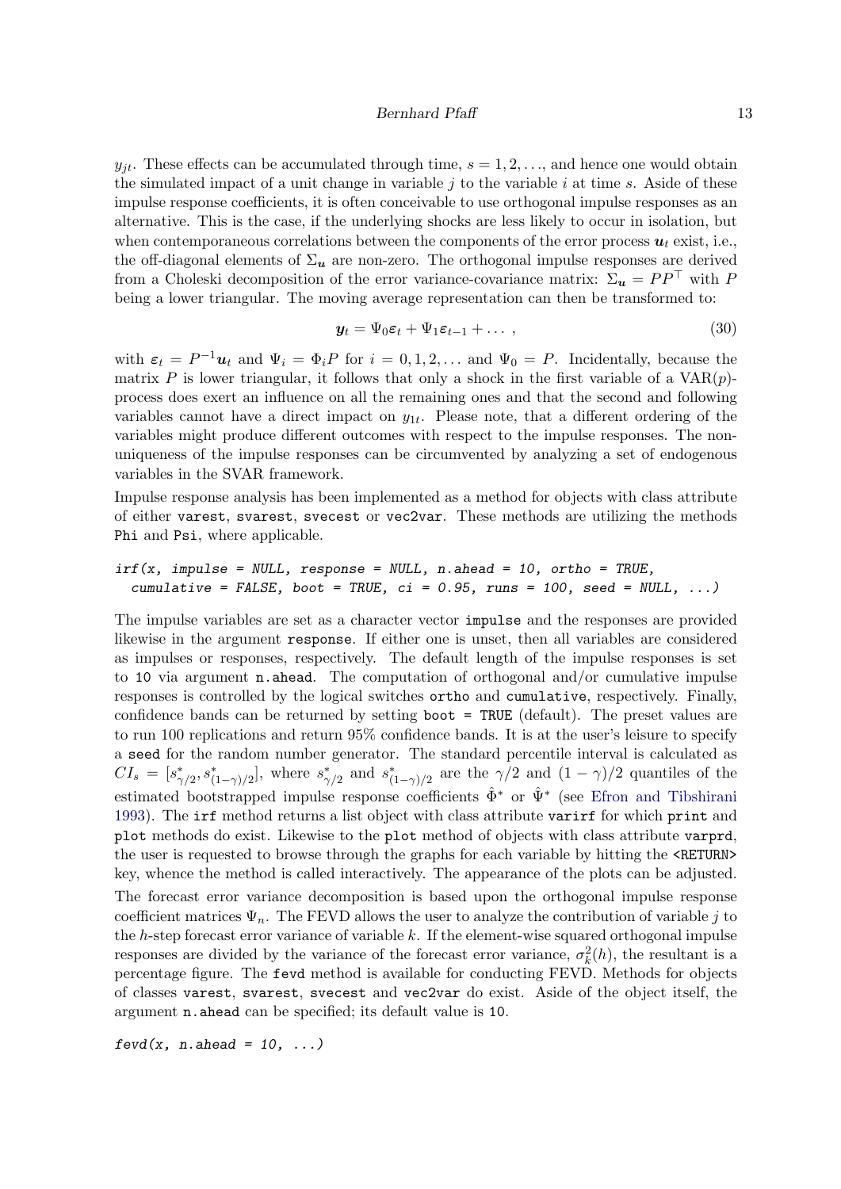$y_{jt}$. These effects can be accumulated through time, $s = 1, 2, \ldots$, and hence one would obtain the simulated impact of a unit change in variable $j$ to the variable $i$ at time $s$. Aside of these impulse response coefficients, it is often conceivable to use orthogonal impulse responses as an alternative. This is the case, if the underlying shocks are less likely to occur in isolation, but when contemporaneous correlations between the components of the error process $\boldsymbol{u}_t$ exist, i.e., the off-diagonal elements of $\Sigma_{\boldsymbol{u}}$ are non-zero. The orthogonal impulse responses are derived from a Choleski decomposition of the error variance-covariance matrix: $\Sigma_{\boldsymbol{u}} = PP^\top$ with $P$ being a lower triangular. The moving average representation can then be transformed to:

$$\boldsymbol{y}_t = \Psi_0 \boldsymbol{\varepsilon}_t + \Psi_1 \boldsymbol{\varepsilon}_{t-1} + \ldots \,, \tag{30}$$

with $\boldsymbol{\varepsilon}_t = P^{-1}\boldsymbol{u}_t$ and $\Psi_i = \Phi_i P$ for $i = 0, 1, 2, \ldots$ and $\Psi_0 = P$. Incidentally, because the matrix $P$ is lower triangular, it follows that only a shock in the first variable of a VAR($p$)-process does exert an influence on all the remaining ones and that the second and following variables cannot have a direct impact on $y_{1t}$. Please note, that a different ordering of the variables might produce different outcomes with respect to the impulse responses. The non-uniqueness of the impulse responses can be circumvented by analyzing a set of endogenous variables in the SVAR framework.

Impulse response analysis has been implemented as a method for objects with class attribute of either `varest`, `svarest`, `svecest` or `vec2var`. These methods are utilizing the methods `Phi` and `Psi`, where applicable.

```
irf(x, impulse = NULL, response = NULL, n.ahead = 10, ortho = TRUE,
  cumulative = FALSE, boot = TRUE, ci = 0.95, runs = 100, seed = NULL, ...)
```

The impulse variables are set as a character vector `impulse` and the responses are provided likewise in the argument `response`. If either one is unset, then all variables are considered as impulses or responses, respectively. The default length of the impulse responses is set to `10` via argument `n.ahead`. The computation of orthogonal and/or cumulative impulse responses is controlled by the logical switches `ortho` and `cumulative`, respectively. Finally, confidence bands can be returned by setting `boot = TRUE` (default). The preset values are to run 100 replications and return 95% confidence bands. It is at the user's leisure to specify a `seed` for the random number generator. The standard percentile interval is calculated as $CI_s = [s^*_{\gamma/2}, s^*_{(1-\gamma)/2}]$, where $s^*_{\gamma/2}$ and $s^*_{(1-\gamma)/2}$ are the $\gamma/2$ and $(1-\gamma)/2$ quantiles of the estimated bootstrapped impulse response coefficients $\hat{\Phi}^*$ or $\hat{\Psi}^*$ (see Efron and Tibshirani 1993). The `irf` method returns a list object with class attribute `varirf` for which `print` and `plot` methods do exist. Likewise to the `plot` method of objects with class attribute `varprd`, the user is requested to browse through the graphs for each variable by hitting the `<RETURN>` key, whence the method is called interactively. The appearance of the plots can be adjusted.

The forecast error variance decomposition is based upon the orthogonal impulse response coefficient matrices $\Psi_n$. The FEVD allows the user to analyze the contribution of variable $j$ to the $h$-step forecast error variance of variable $k$. If the element-wise squared orthogonal impulse responses are divided by the variance of the forecast error variance, $\sigma^2_k(h)$, the resultant is a percentage figure. The `fevd` method is available for conducting FEVD. Methods for objects of classes `varest`, `svarest`, `svecest` and `vec2var` do exist. Aside of the object itself, the argument `n.ahead` can be specified; its default value is `10`.

```
fevd(x, n.ahead = 10, ...)
```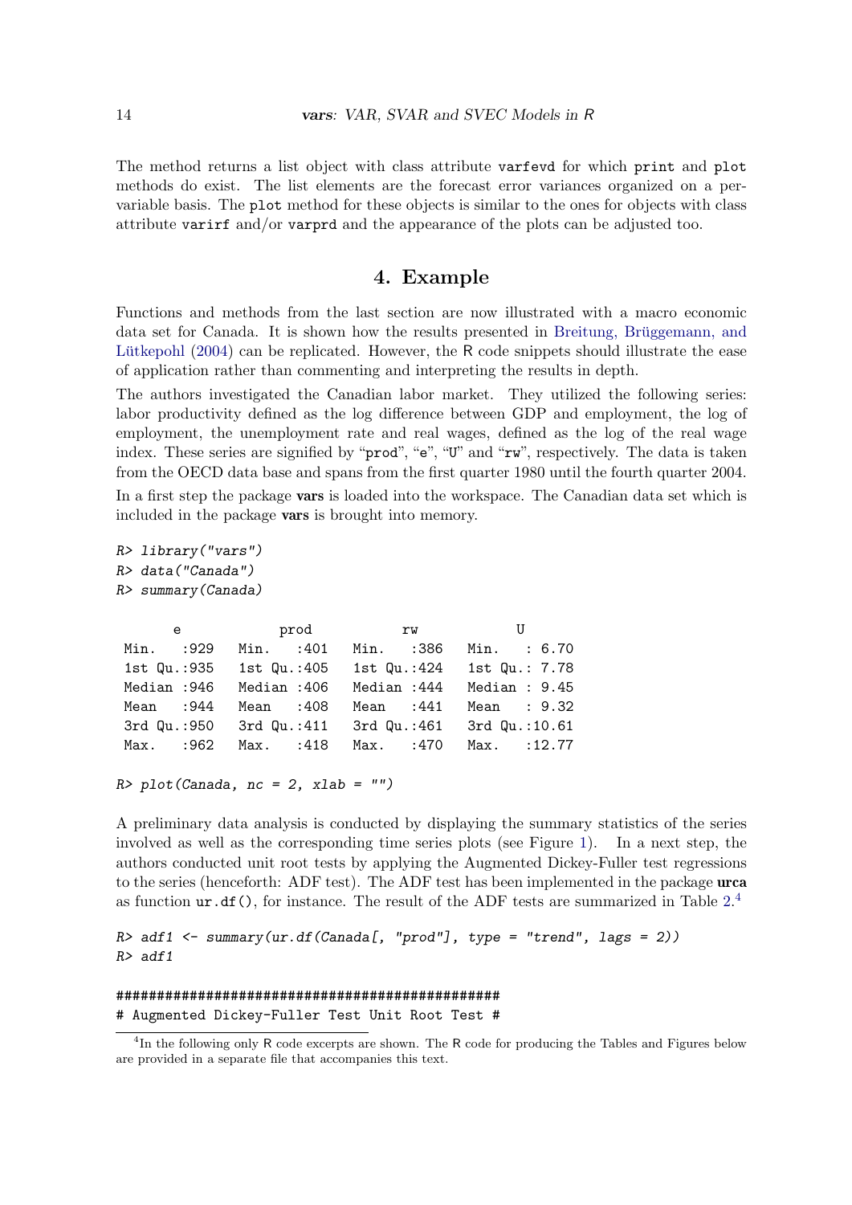The method returns a list object with class attribute `varfevd` for which `print` and `plot` methods do exist. The list elements are the forecast error variances organized on a per-variable basis. The `plot` method for these objects is similar to the ones for objects with class attribute `varirf` and/or `varprd` and the appearance of the plots can be adjusted too.

## 4. Example

Functions and methods from the last section are now illustrated with a macro economic data set for Canada. It is shown how the results presented in Breitung, Brüggemann, and Lütkepohl (2004) can be replicated. However, the R code snippets should illustrate the ease of application rather than commenting and interpreting the results in depth.

The authors investigated the Canadian labor market. They utilized the following series: labor productivity defined as the log difference between GDP and employment, the log of employment, the unemployment rate and real wages, defined as the log of the real wage index. These series are signified by "`prod`", "`e`", "`U`" and "`rw`", respectively. The data is taken from the OECD data base and spans from the first quarter 1980 until the fourth quarter 2004.

In a first step the package **vars** is loaded into the workspace. The Canadian data set which is included in the package **vars** is brought into memory.

```
R> library("vars")
R> data("Canada")
R> summary(Canada)

      e              prod             rw              U        
 Min.   :929   Min.   :401   Min.   :386   Min.   : 6.70  
 1st Qu.:935   1st Qu.:405   1st Qu.:424   1st Qu.: 7.78  
 Median :946   Median :406   Median :444   Median : 9.45  
 Mean   :944   Mean   :408   Mean   :441   Mean   : 9.32  
 3rd Qu.:950   3rd Qu.:411   3rd Qu.:461   3rd Qu.:10.61  
 Max.   :962   Max.   :418   Max.   :470   Max.   :12.77  

R> plot(Canada, nc = 2, xlab = "")
```

A preliminary data analysis is conducted by displaying the summary statistics of the series involved as well as the corresponding time series plots (see Figure 1). In a next step, the authors conducted unit root tests by applying the Augmented Dickey-Fuller test regressions to the series (henceforth: ADF test). The ADF test has been implemented in the package **urca** as function `ur.df()`, for instance. The result of the ADF tests are summarized in Table 2.[4]

```
R> adf1 <- summary(ur.df(Canada[, "prod"], type = "trend", lags = 2))
R> adf1

###############################################
# Augmented Dickey-Fuller Test Unit Root Test #
```

[4] In the following only R code excerpts are shown. The R code for producing the Tables and Figures below are provided in a separate file that accompanies this text.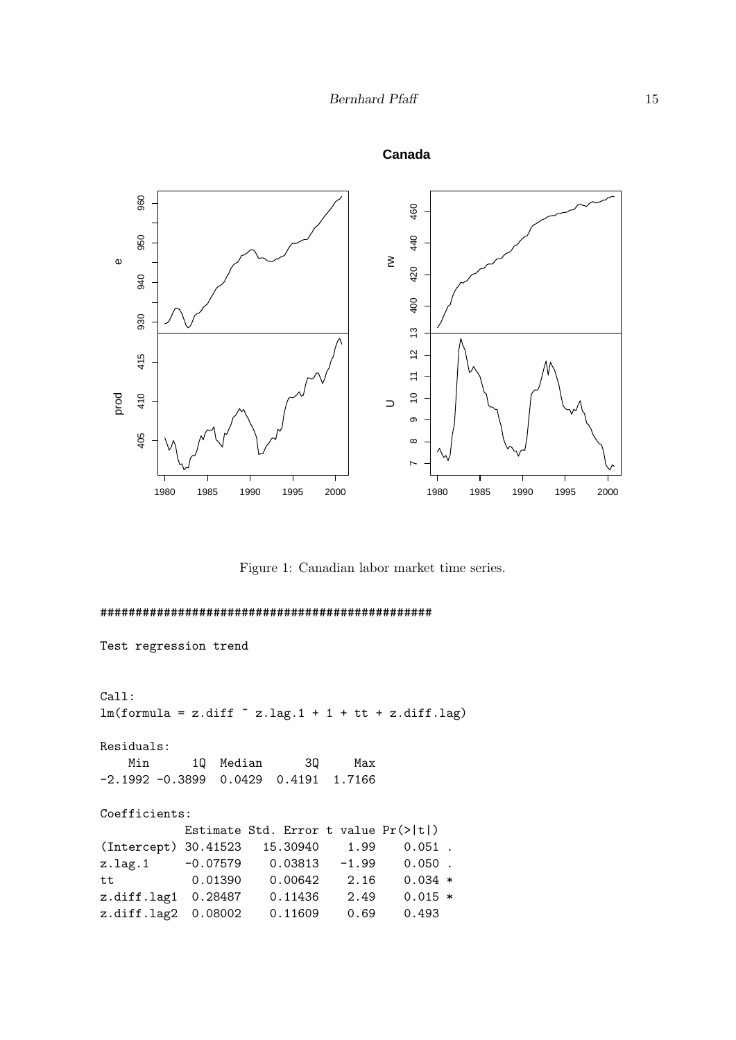Figure 1: Canadian labor market time series.

```
###############################################

Test regression trend


Call:
lm(formula = z.diff ~ z.lag.1 + 1 + tt + z.diff.lag)

Residuals:
    Min      1Q  Median      3Q     Max
-2.1992 -0.3899  0.0429  0.4191  1.7166

Coefficients:
            Estimate Std. Error t value Pr(>|t|)
(Intercept) 30.41523   15.30940    1.99    0.051 .
z.lag.1     -0.07579    0.03813   -1.99    0.050 .
tt           0.01390    0.00642    2.16    0.034 *
z.diff.lag1  0.28487    0.11436    2.49    0.015 *
z.diff.lag2  0.08002    0.11609    0.69    0.493
```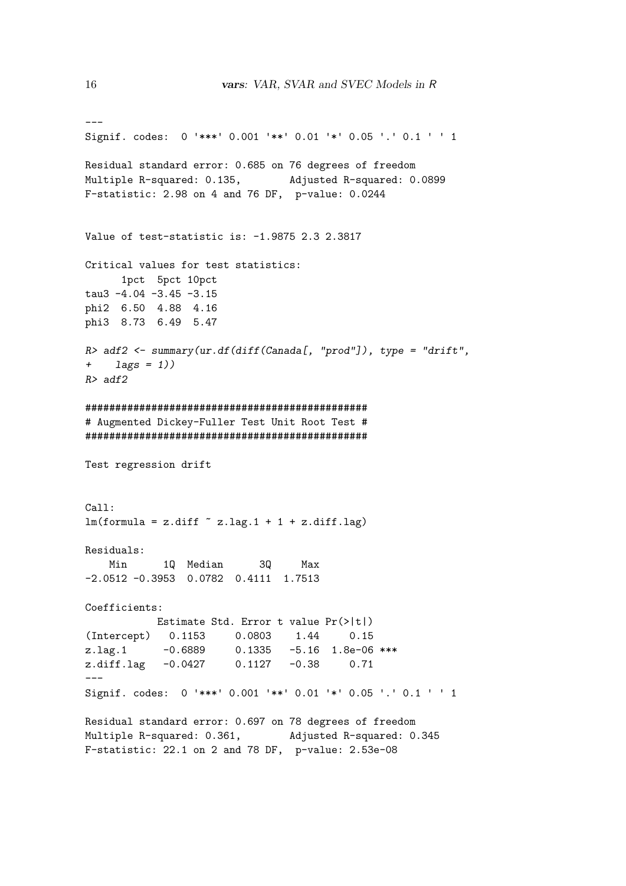```
---
Signif. codes:  0 '***' 0.001 '**' 0.01 '*' 0.05 '.' 0.1 ' ' 1

Residual standard error: 0.685 on 76 degrees of freedom
Multiple R-squared: 0.135,	Adjusted R-squared: 0.0899
F-statistic: 2.98 on 4 and 76 DF,  p-value: 0.0244


Value of test-statistic is: -1.9875 2.3 2.3817

Critical values for test statistics:
      1pct  5pct 10pct
tau3 -4.04 -3.45 -3.15
phi2  6.50  4.88  4.16
phi3  8.73  6.49  5.47

R> adf2 <- summary(ur.df(diff(Canada[, "prod"]), type = "drift",
+    lags = 1))
R> adf2

###############################################
# Augmented Dickey-Fuller Test Unit Root Test #
###############################################

Test regression drift


Call:
lm(formula = z.diff ~ z.lag.1 + 1 + z.diff.lag)

Residuals:
    Min      1Q  Median      3Q     Max
-2.0512 -0.3953  0.0782  0.4111  1.7513

Coefficients:
            Estimate Std. Error t value Pr(>|t|)
(Intercept)   0.1153     0.0803    1.44     0.15
z.lag.1      -0.6889     0.1335   -5.16  1.8e-06 ***
z.diff.lag   -0.0427     0.1127   -0.38     0.71
---
Signif. codes:  0 '***' 0.001 '**' 0.01 '*' 0.05 '.' 0.1 ' ' 1

Residual standard error: 0.697 on 78 degrees of freedom
Multiple R-squared: 0.361,	Adjusted R-squared: 0.345
F-statistic: 22.1 on 2 and 78 DF,  p-value: 2.53e-08
```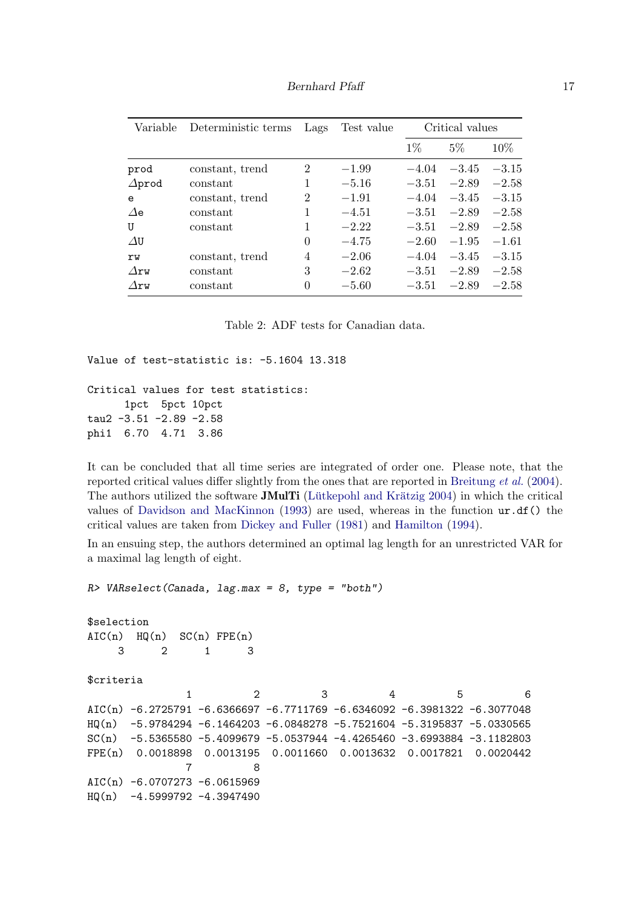| Variable | Deterministic terms | Lags | Test value | Critical values | | |
|---|---|---|---|---|---|---|
| | | | | 1% | 5% | 10% |
| prod | constant, trend | 2 | −1.99 | −4.04 | −3.45 | −3.15 |
| $\Delta$prod | constant | 1 | −5.16 | −3.51 | −2.89 | −2.58 |
| e | constant, trend | 2 | −1.91 | −4.04 | −3.45 | −3.15 |
| $\Delta$e | constant | 1 | −4.51 | −3.51 | −2.89 | −2.58 |
| U | constant | 1 | −2.22 | −3.51 | −2.89 | −2.58 |
| $\Delta$U | | 0 | −4.75 | −2.60 | −1.95 | −1.61 |
| rw | constant, trend | 4 | −2.06 | −4.04 | −3.45 | −3.15 |
| $\Delta$rw | constant | 3 | −2.62 | −3.51 | −2.89 | −2.58 |
| $\Delta$rw | constant | 0 | −5.60 | −3.51 | −2.89 | −2.58 |

Table 2: ADF tests for Canadian data.

```
Value of test-statistic is: -5.1604 13.318

Critical values for test statistics:
      1pct  5pct 10pct
tau2 -3.51 -2.89 -2.58
phi1  6.70  4.71  3.86
```

It can be concluded that all time series are integrated of order one. Please note, that the reported critical values differ slightly from the ones that are reported in Breitung *et al.* (2004). The authors utilized the software **JMulTi** (Lütkepohl and Krätzig 2004) in which the critical values of Davidson and MacKinnon (1993) are used, whereas in the function `ur.df()` the critical values are taken from Dickey and Fuller (1981) and Hamilton (1994).

In an ensuing step, the authors determined an optimal lag length for an unrestricted VAR for a maximal lag length of eight.

```
R> VARselect(Canada, lag.max = 8, type = "both")

$selection
AIC(n)  HQ(n)  SC(n) FPE(n) 
     3      2      1      3 

$criteria
                1          2          3          4          5          6
AIC(n) -6.2725791 -6.6366697 -6.7711769 -6.6346092 -6.3981322 -6.3077048
HQ(n)  -5.9784294 -6.1464203 -6.0848278 -5.7521604 -5.3195837 -5.0330565
SC(n)  -5.5365580 -5.4099679 -5.0537944 -4.4265460 -3.6993884 -3.1182803
FPE(n)  0.0018898  0.0013195  0.0011660  0.0013632  0.0017821  0.0020442
                7          8
AIC(n) -6.0707273 -6.0615969
HQ(n)  -4.5999792 -4.3947490
```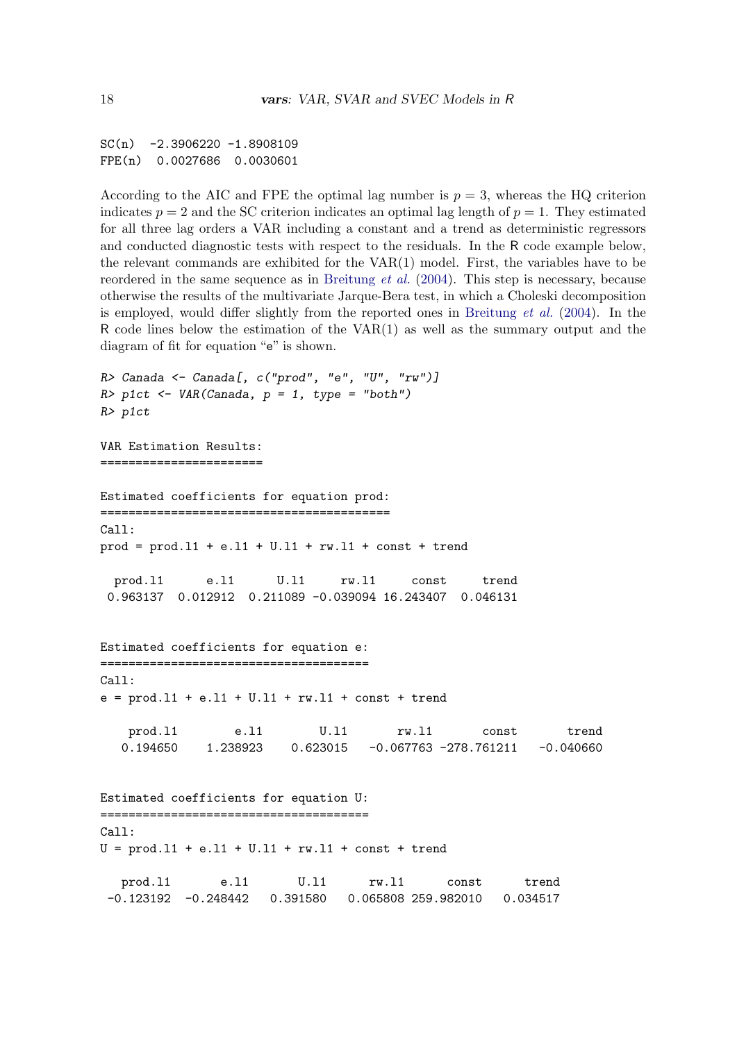```
SC(n)  -2.3906220 -1.8908109
FPE(n)  0.0027686  0.0030601
```

According to the AIC and FPE the optimal lag number is $p = 3$, whereas the HQ criterion indicates $p = 2$ and the SC criterion indicates an optimal lag length of $p = 1$. They estimated for all three lag orders a VAR including a constant and a trend as deterministic regressors and conducted diagnostic tests with respect to the residuals. In the R code example below, the relevant commands are exhibited for the VAR(1) model. First, the variables have to be reordered in the same sequence as in Breitung *et al.* (2004). This step is necessary, because otherwise the results of the multivariate Jarque-Bera test, in which a Choleski decomposition is employed, would differ slightly from the reported ones in Breitung *et al.* (2004). In the R code lines below the estimation of the VAR(1) as well as the summary output and the diagram of fit for equation "e" is shown.

```
R> Canada <- Canada[, c("prod", "e", "U", "rw")]
R> p1ct <- VAR(Canada, p = 1, type = "both")
R> p1ct

VAR Estimation Results:
=======================

Estimated coefficients for equation prod:
=========================================
Call:
prod = prod.l1 + e.l1 + U.l1 + rw.l1 + const + trend

  prod.l1      e.l1      U.l1     rw.l1     const     trend 
 0.963137  0.012912  0.211089 -0.039094 16.243407  0.046131 


Estimated coefficients for equation e:
======================================
Call:
e = prod.l1 + e.l1 + U.l1 + rw.l1 + const + trend

    prod.l1        e.l1        U.l1       rw.l1       const       trend 
   0.194650    1.238923    0.623015   -0.067763 -278.761211   -0.040660 


Estimated coefficients for equation U:
======================================
Call:
U = prod.l1 + e.l1 + U.l1 + rw.l1 + const + trend

   prod.l1       e.l1       U.l1      rw.l1      const      trend 
 -0.123192  -0.248442   0.391580   0.065808 259.982010   0.034517 
```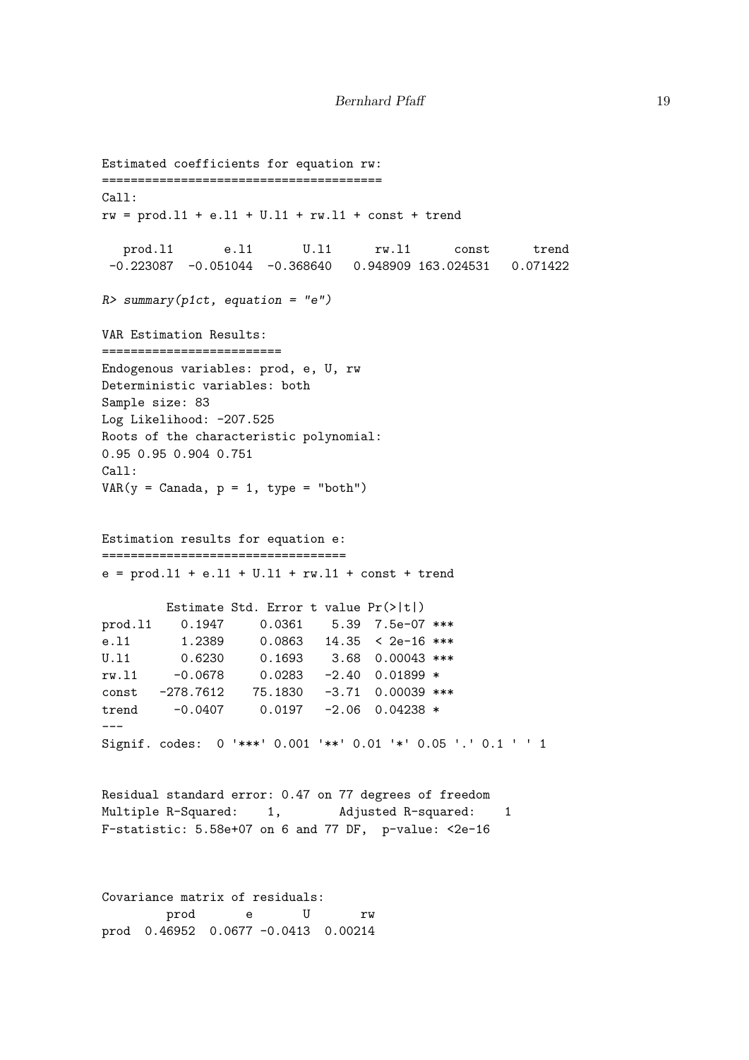```
Estimated coefficients for equation rw:
=======================================
Call:
rw = prod.l1 + e.l1 + U.l1 + rw.l1 + const + trend 

   prod.l1       e.l1       U.l1      rw.l1      const      trend 
 -0.223087  -0.051044  -0.368640   0.948909 163.024531   0.071422 

R> summary(p1ct, equation = "e")

VAR Estimation Results:
=========================
Endogenous variables: prod, e, U, rw 
Deterministic variables: both 
Sample size: 83 
Log Likelihood: -207.525 
Roots of the characteristic polynomial:
0.95 0.95 0.904 0.751
Call:
VAR(y = Canada, p = 1, type = "both")


Estimation results for equation e: 
==================================
e = prod.l1 + e.l1 + U.l1 + rw.l1 + const + trend 

        Estimate Std. Error t value Pr(>|t|)    
prod.l1    0.1947     0.0361    5.39  7.5e-07 ***
e.l1       1.2389     0.0863   14.35  < 2e-16 ***
U.l1       0.6230     0.1693    3.68  0.00043 ***
rw.l1     -0.0678     0.0283   -2.40  0.01899 *  
const   -278.7612    75.1830   -3.71  0.00039 ***
trend     -0.0407     0.0197   -2.06  0.04238 *  
---
Signif. codes:  0 '***' 0.001 '**' 0.01 '*' 0.05 '.' 0.1 ' ' 1 


Residual standard error: 0.47 on 77 degrees of freedom
Multiple R-Squared:    1,       Adjusted R-squared:    1 
F-statistic: 5.58e+07 on 6 and 77 DF,  p-value: <2e-16 



Covariance matrix of residuals:
        prod       e       U       rw
prod  0.46952  0.0677 -0.0413  0.00214
```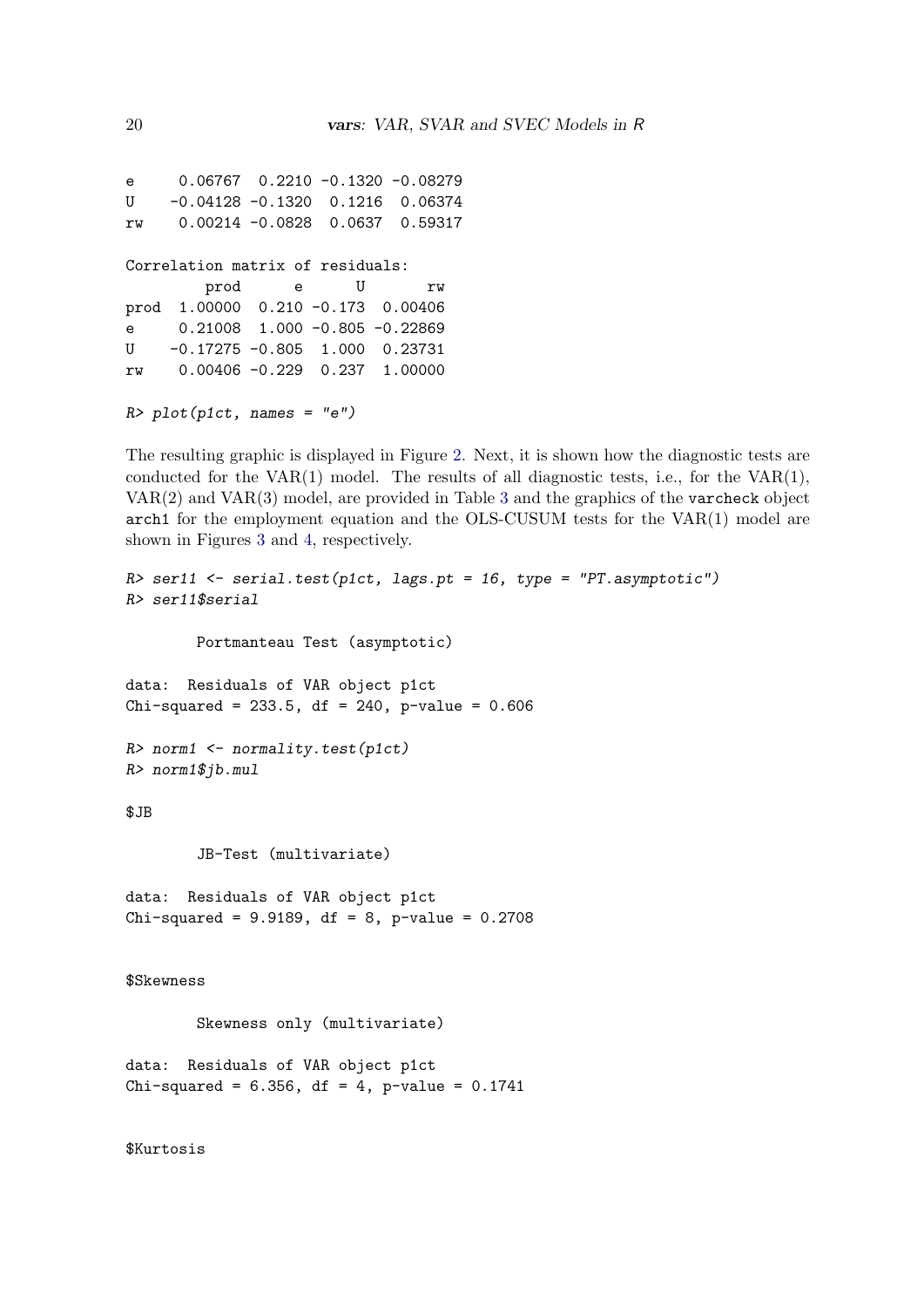```
e     0.06767  0.2210 -0.1320 -0.08279
U    -0.04128 -0.1320  0.1216  0.06374
rw    0.00214 -0.0828  0.0637  0.59317

Correlation matrix of residuals:
         prod      e      U       rw
prod  1.00000  0.210 -0.173  0.00406
e     0.21008  1.000 -0.805 -0.22869
U    -0.17275 -0.805  1.000  0.23731
rw    0.00406 -0.229  0.237  1.00000

R> plot(p1ct, names = "e")
```

The resulting graphic is displayed in Figure 2. Next, it is shown how the diagnostic tests are conducted for the VAR(1) model. The results of all diagnostic tests, i.e., for the VAR(1), VAR(2) and VAR(3) model, are provided in Table 3 and the graphics of the `varcheck` object `arch1` for the employment equation and the OLS-CUSUM tests for the VAR(1) model are shown in Figures 3 and 4, respectively.

```
R> ser11 <- serial.test(p1ct, lags.pt = 16, type = "PT.asymptotic")
R> ser11$serial

        Portmanteau Test (asymptotic)

data:  Residuals of VAR object p1ct
Chi-squared = 233.5, df = 240, p-value = 0.606

R> norm1 <- normality.test(p1ct)
R> norm1$jb.mul

$JB

        JB-Test (multivariate)

data:  Residuals of VAR object p1ct
Chi-squared = 9.9189, df = 8, p-value = 0.2708


$Skewness

        Skewness only (multivariate)

data:  Residuals of VAR object p1ct
Chi-squared = 6.356, df = 4, p-value = 0.1741


$Kurtosis
```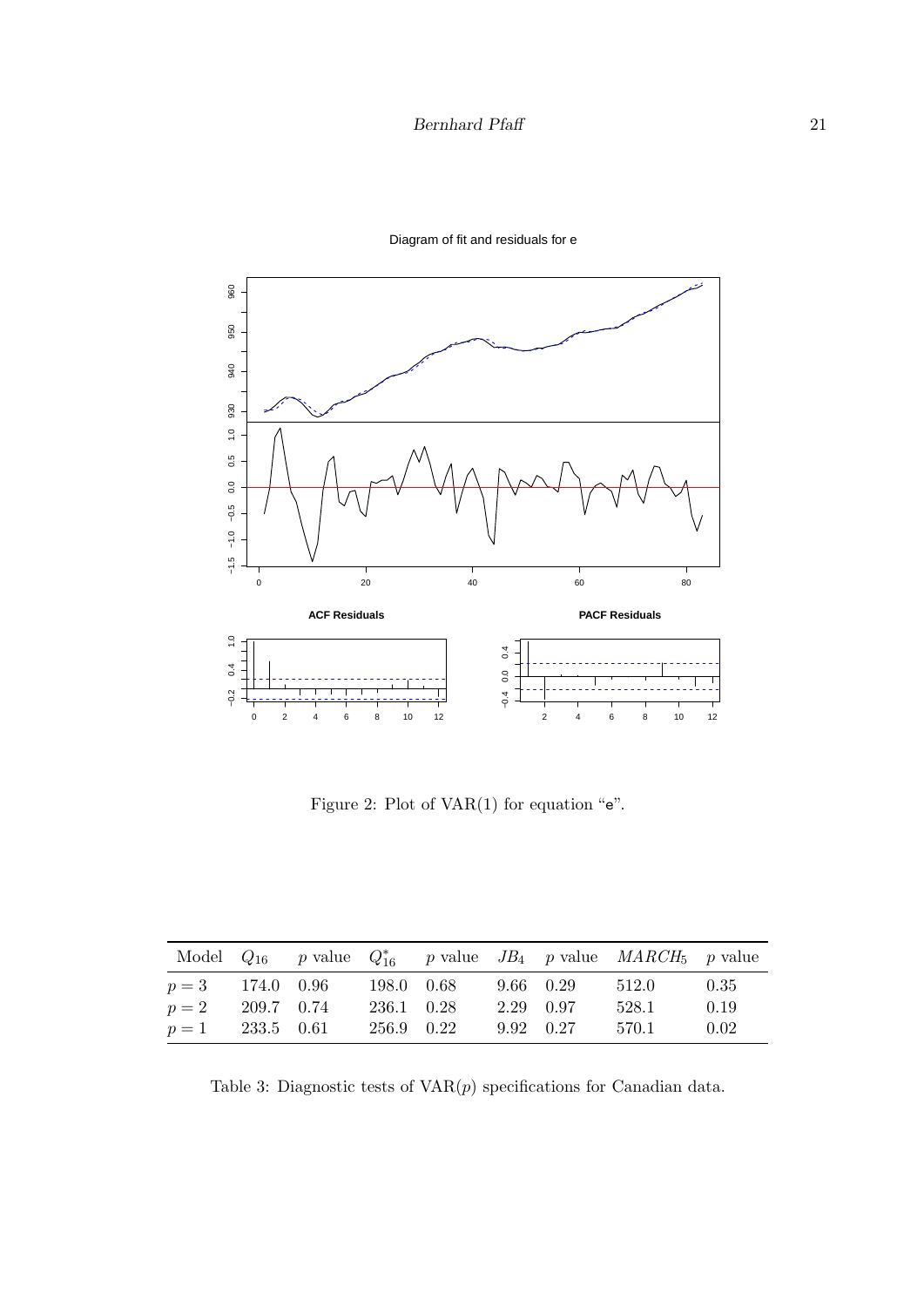Figure 2: Plot of VAR(1) for equation "e".

| Model | $Q_{16}$ | $p$ value | $Q^*_{16}$ | $p$ value | $JB_4$ | $p$ value | $MARCH_5$ | $p$ value |
|---|---|---|---|---|---|---|---|---|
| $p = 3$ | 174.0 | 0.96 | 198.0 | 0.68 | 9.66 | 0.29 | 512.0 | 0.35 |
| $p = 2$ | 209.7 | 0.74 | 236.1 | 0.28 | 2.29 | 0.97 | 528.1 | 0.19 |
| $p = 1$ | 233.5 | 0.61 | 256.9 | 0.22 | 9.92 | 0.27 | 570.1 | 0.02 |

Table 3: Diagnostic tests of VAR($p$) specifications for Canadian data.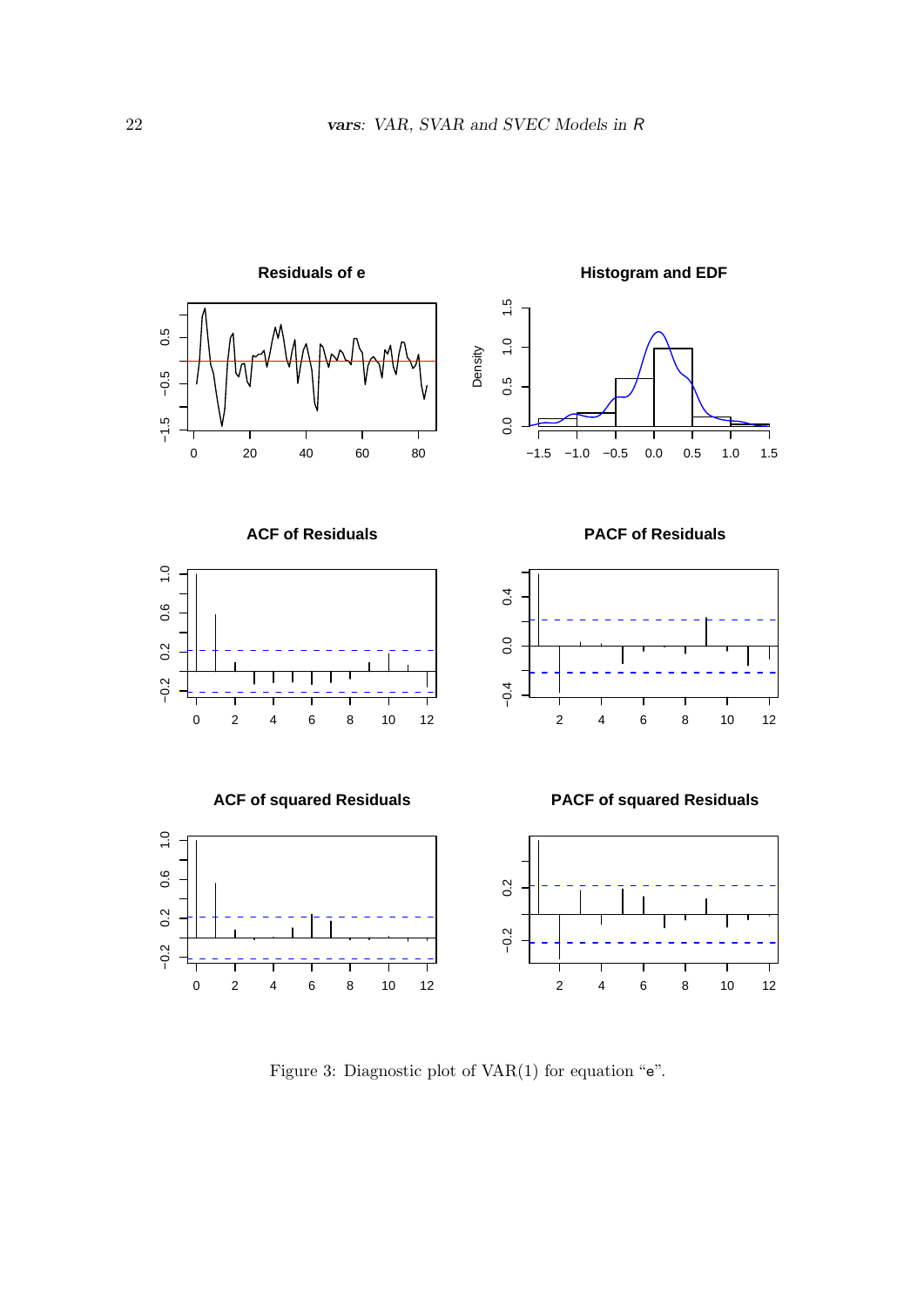Figure 3: Diagnostic plot of VAR(1) for equation "e".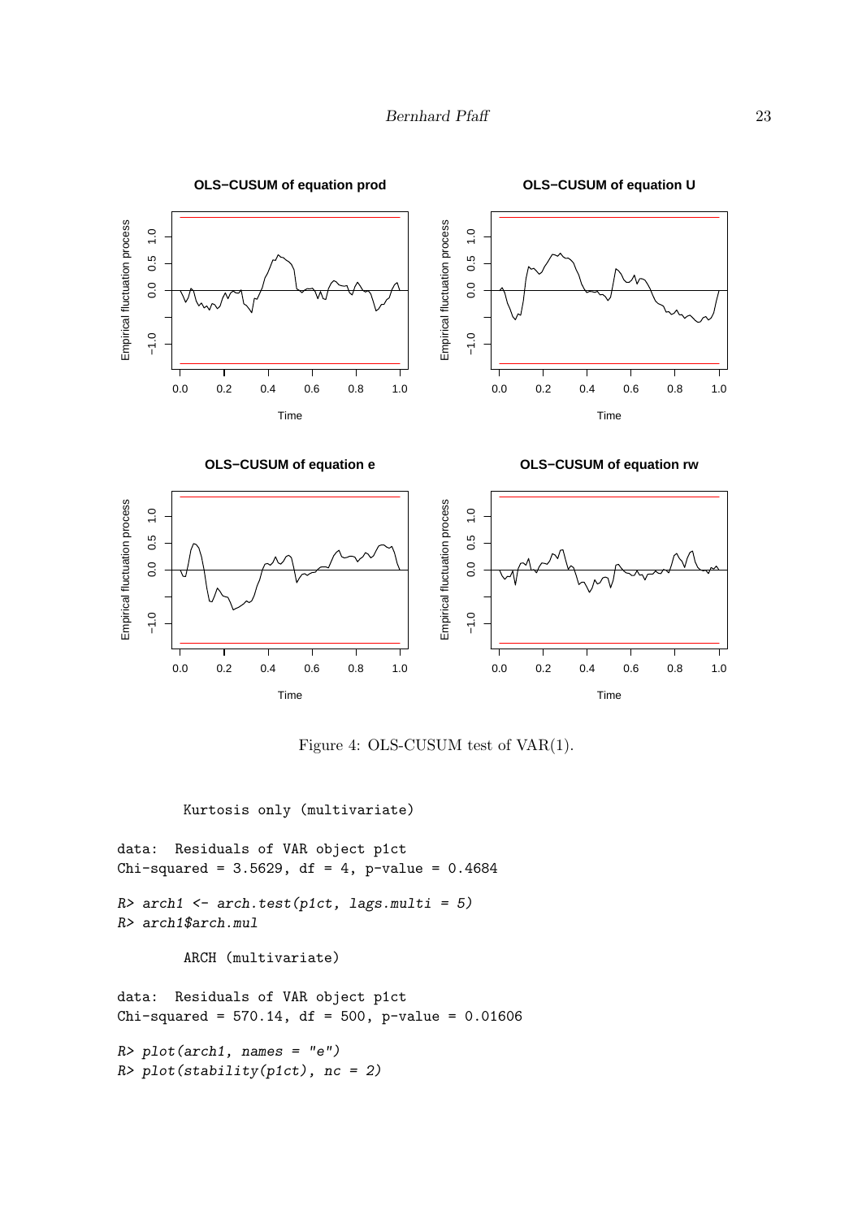Figure 4: OLS-CUSUM test of VAR(1).

```
        Kurtosis only (multivariate)

data:  Residuals of VAR object p1ct
Chi-squared = 3.5629, df = 4, p-value = 0.4684

R> arch1 <- arch.test(p1ct, lags.multi = 5)
R> arch1$arch.mul

        ARCH (multivariate)

data:  Residuals of VAR object p1ct
Chi-squared = 570.14, df = 500, p-value = 0.01606

R> plot(arch1, names = "e")
R> plot(stability(p1ct), nc = 2)
```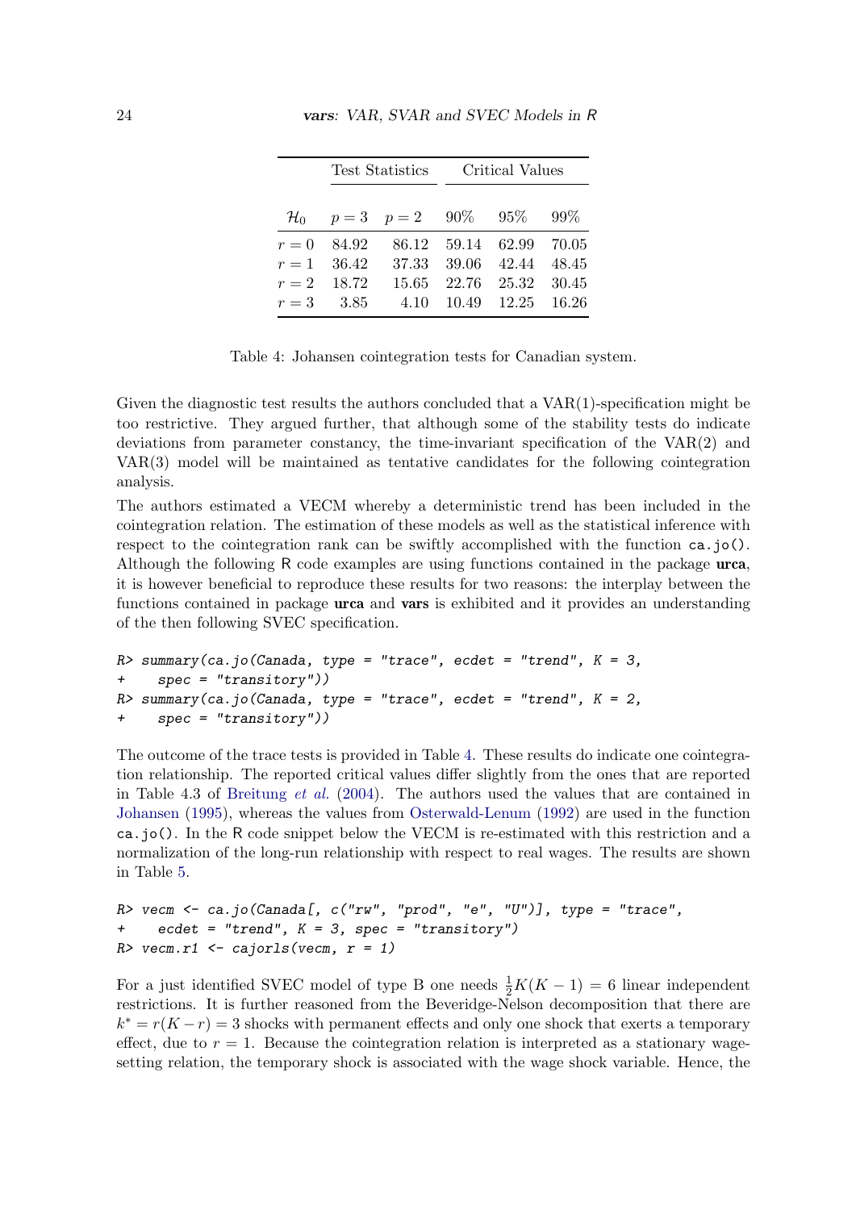|  | Test Statistics |  | Critical Values |  |  |
|---|---|---|---|---|---|
| $\mathcal{H}_0$ | $p = 3$ | $p = 2$ | 90% | 95% | 99% |
| $r = 0$ | 84.92 | 86.12 | 59.14 | 62.99 | 70.05 |
| $r = 1$ | 36.42 | 37.33 | 39.06 | 42.44 | 48.45 |
| $r = 2$ | 18.72 | 15.65 | 22.76 | 25.32 | 30.45 |
| $r = 3$ | 3.85 | 4.10 | 10.49 | 12.25 | 16.26 |

Table 4: Johansen cointegration tests for Canadian system.

Given the diagnostic test results the authors concluded that a VAR(1)-specification might be too restrictive. They argued further, that although some of the stability tests do indicate deviations from parameter constancy, the time-invariant specification of the VAR(2) and VAR(3) model will be maintained as tentative candidates for the following cointegration analysis.

The authors estimated a VECM whereby a deterministic trend has been included in the cointegration relation. The estimation of these models as well as the statistical inference with respect to the cointegration rank can be swiftly accomplished with the function `ca.jo()`. Although the following R code examples are using functions contained in the package **urca**, it is however beneficial to reproduce these results for two reasons: the interplay between the functions contained in package **urca** and **vars** is exhibited and it provides an understanding of the then following SVEC specification.

```
R> summary(ca.jo(Canada, type = "trace", ecdet = "trend", K = 3,
+    spec = "transitory"))
R> summary(ca.jo(Canada, type = "trace", ecdet = "trend", K = 2,
+    spec = "transitory"))
```

The outcome of the trace tests is provided in Table 4. These results do indicate one cointegration relationship. The reported critical values differ slightly from the ones that are reported in Table 4.3 of Breitung *et al.* (2004). The authors used the values that are contained in Johansen (1995), whereas the values from Osterwald-Lenum (1992) are used in the function `ca.jo()`. In the R code snippet below the VECM is re-estimated with this restriction and a normalization of the long-run relationship with respect to real wages. The results are shown in Table 5.

```
R> vecm <- ca.jo(Canada[, c("rw", "prod", "e", "U")], type = "trace",
+    ecdet = "trend", K = 3, spec = "transitory")
R> vecm.r1 <- cajorls(vecm, r = 1)
```

For a just identified SVEC model of type B one needs $\frac{1}{2}K(K-1) = 6$ linear independent restrictions. It is further reasoned from the Beveridge-Nelson decomposition that there are $k^* = r(K-r) = 3$ shocks with permanent effects and only one shock that exerts a temporary effect, due to $r = 1$. Because the cointegration relation is interpreted as a stationary wage-setting relation, the temporary shock is associated with the wage shock variable. Hence, the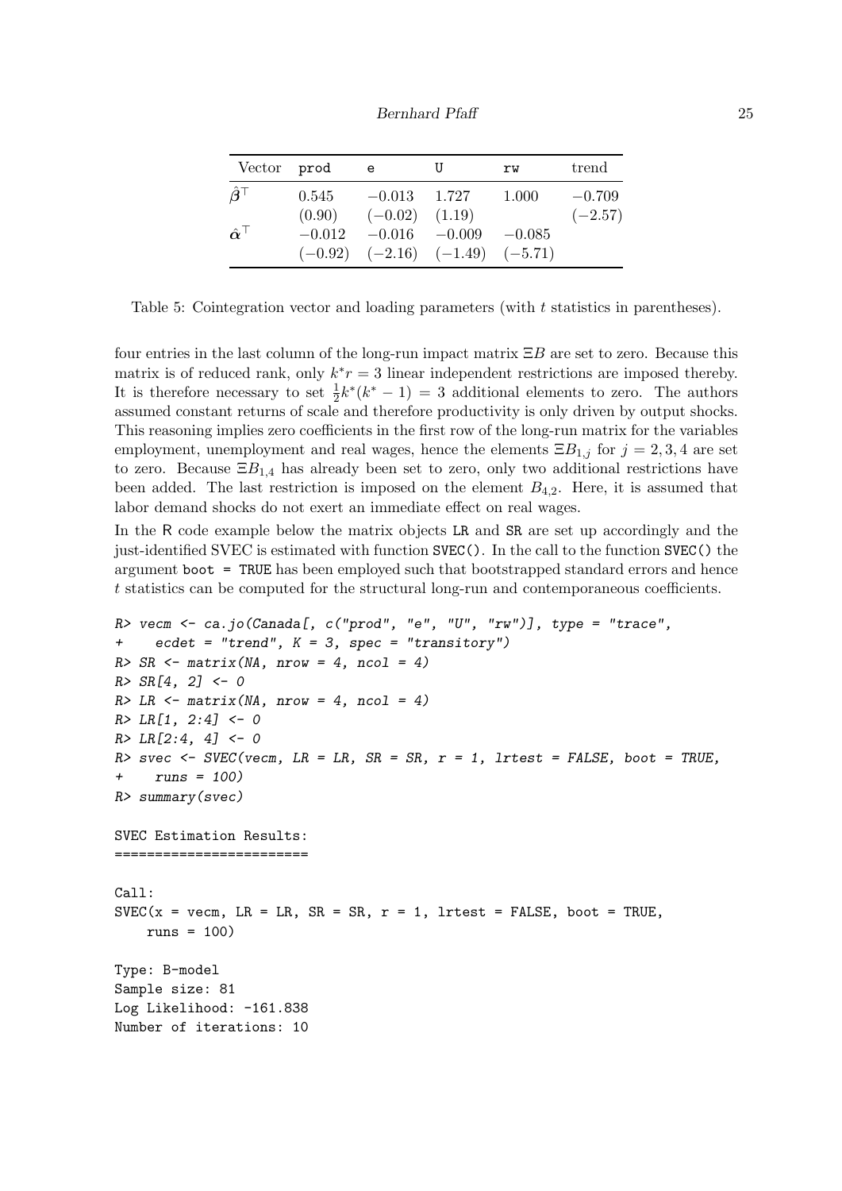| Vector | prod | e | U | rw | trend |
|---|---|---|---|---|---|
| $\hat{\boldsymbol{\beta}}^{\top}$ | 0.545 | $-0.013$ | 1.727 | 1.000 | $-0.709$ |
| | (0.90) | $(-0.02)$ | (1.19) | | $(-2.57)$ |
| $\hat{\boldsymbol{\alpha}}^{\top}$ | $-0.012$ | $-0.016$ | $-0.009$ | $-0.085$ | |
| | $(-0.92)$ | $(-2.16)$ | $(-1.49)$ | $(-5.71)$ | |

Table 5: Cointegration vector and loading parameters (with $t$ statistics in parentheses).

four entries in the last column of the long-run impact matrix $\Xi B$ are set to zero. Because this matrix is of reduced rank, only $k^* r = 3$ linear independent restrictions are imposed thereby. It is therefore necessary to set $\frac{1}{2}k^*(k^* - 1) = 3$ additional elements to zero. The authors assumed constant returns of scale and therefore productivity is only driven by output shocks. This reasoning implies zero coefficients in the first row of the long-run matrix for the variables employment, unemployment and real wages, hence the elements $\Xi B_{1,j}$ for $j = 2, 3, 4$ are set to zero. Because $\Xi B_{1,4}$ has already been set to zero, only two additional restrictions have been added. The last restriction is imposed on the element $B_{4,2}$. Here, it is assumed that labor demand shocks do not exert an immediate effect on real wages.

In the R code example below the matrix objects LR and SR are set up accordingly and the just-identified SVEC is estimated with function SVEC(). In the call to the function SVEC() the argument boot = TRUE has been employed such that bootstrapped standard errors and hence $t$ statistics can be computed for the structural long-run and contemporaneous coefficients.

```
R> vecm <- ca.jo(Canada[, c("prod", "e", "U", "rw")], type = "trace",
+     ecdet = "trend", K = 3, spec = "transitory")
R> SR <- matrix(NA, nrow = 4, ncol = 4)
R> SR[4, 2] <- 0
R> LR <- matrix(NA, nrow = 4, ncol = 4)
R> LR[1, 2:4] <- 0
R> LR[2:4, 4] <- 0
R> svec <- SVEC(vecm, LR = LR, SR = SR, r = 1, lrtest = FALSE, boot = TRUE,
+     runs = 100)
R> summary(svec)

SVEC Estimation Results:
========================

Call:
SVEC(x = vecm, LR = LR, SR = SR, r = 1, lrtest = FALSE, boot = TRUE,
    runs = 100)

Type: B-model
Sample size: 81
Log Likelihood: -161.838
Number of iterations: 10
```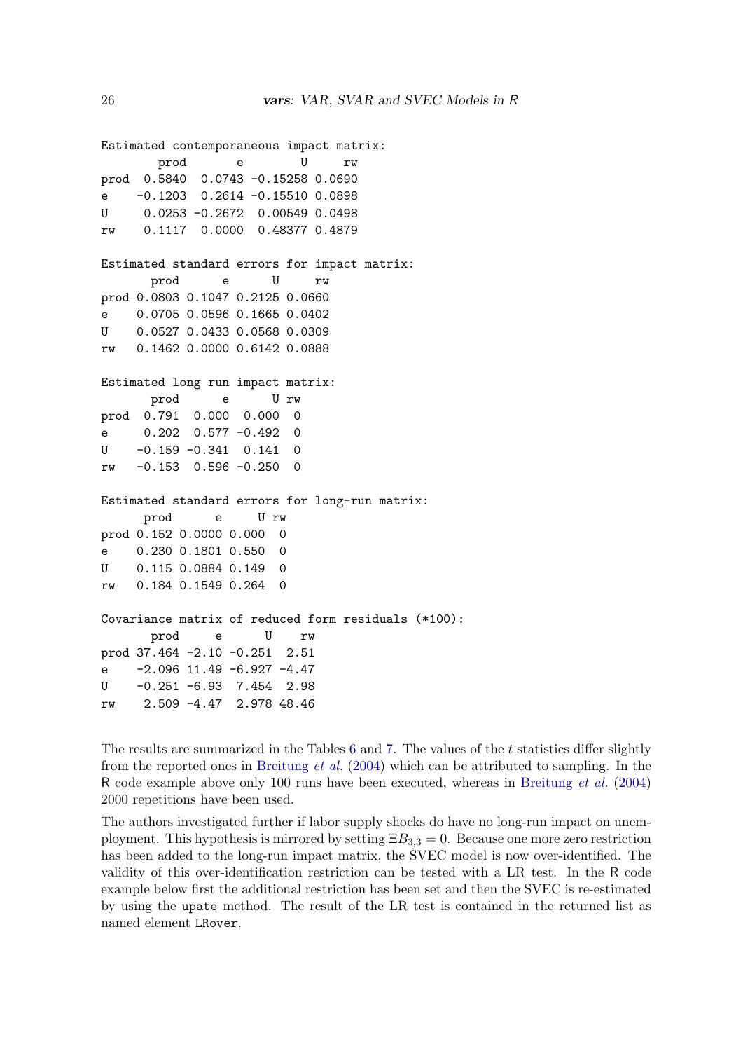```
Estimated contemporaneous impact matrix:
        prod       e        U     rw
prod  0.5840  0.0743 -0.15258 0.0690
e    -0.1203  0.2614 -0.15510 0.0898
U     0.0253 -0.2672  0.00549 0.0498
rw    0.1117  0.0000  0.48377 0.4879

Estimated standard errors for impact matrix:
       prod      e      U     rw
prod 0.0803 0.1047 0.2125 0.0660
e    0.0705 0.0596 0.1665 0.0402
U    0.0527 0.0433 0.0568 0.0309
rw   0.1462 0.0000 0.6142 0.0888

Estimated long run impact matrix:
       prod      e      U rw
prod  0.791  0.000  0.000  0
e     0.202  0.577 -0.492  0
U    -0.159 -0.341  0.141  0
rw   -0.153  0.596 -0.250  0

Estimated standard errors for long-run matrix:
      prod      e     U rw
prod 0.152 0.0000 0.000  0
e    0.230 0.1801 0.550  0
U    0.115 0.0884 0.149  0
rw   0.184 0.1549 0.264  0

Covariance matrix of reduced form residuals (*100):
       prod     e      U    rw
prod 37.464 -2.10 -0.251  2.51
e    -2.096 11.49 -6.927 -4.47
U    -0.251 -6.93  7.454  2.98
rw    2.509 -4.47  2.978 48.46
```

The results are summarized in the Tables 6 and 7. The values of the $t$ statistics differ slightly from the reported ones in Breitung *et al.* (2004) which can be attributed to sampling. In the R code example above only 100 runs have been executed, whereas in Breitung *et al.* (2004) 2000 repetitions have been used.

The authors investigated further if labor supply shocks do have no long-run impact on unemployment. This hypothesis is mirrored by setting $\Xi B_{3,3} = 0$. Because one more zero restriction has been added to the long-run impact matrix, the SVEC model is now over-identified. The validity of this over-identification restriction can be tested with a LR test. In the R code example below first the additional restriction has been set and then the SVEC is re-estimated by using the `upate` method. The result of the LR test is contained in the returned list as named element `LRover`.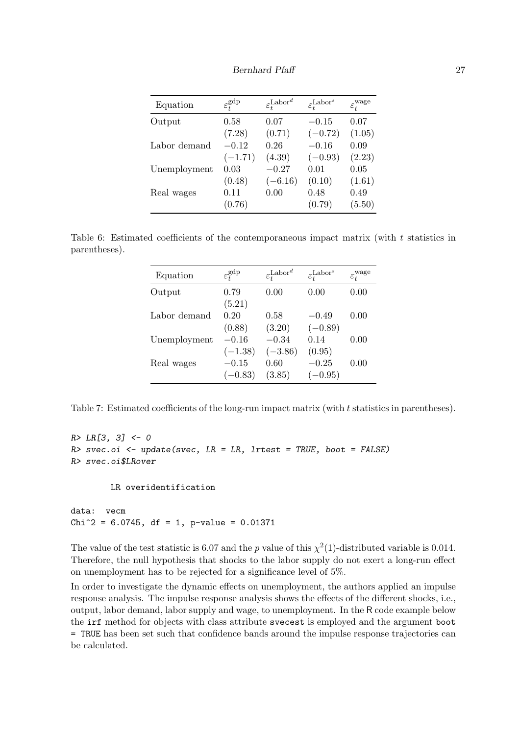| Equation | $\varepsilon_t^{\text{gdp}}$ | $\varepsilon_t^{\text{Labor}^d}$ | $\varepsilon_t^{\text{Labor}^s}$ | $\varepsilon_t^{\text{wage}}$ |
|---|---|---|---|---|
| Output | 0.58 | 0.07 | −0.15 | 0.07 |
| | (7.28) | (0.71) | (−0.72) | (1.05) |
| Labor demand | −0.12 | 0.26 | −0.16 | 0.09 |
| | (−1.71) | (4.39) | (−0.93) | (2.23) |
| Unemployment | 0.03 | −0.27 | 0.01 | 0.05 |
| | (0.48) | (−6.16) | (0.10) | (1.61) |
| Real wages | 0.11 | 0.00 | 0.48 | 0.49 |
| | (0.76) | | (0.79) | (5.50) |

Table 6: Estimated coefficients of the contemporaneous impact matrix (with $t$ statistics in parentheses).

| Equation | $\varepsilon_t^{\text{gdp}}$ | $\varepsilon_t^{\text{Labor}^d}$ | $\varepsilon_t^{\text{Labor}^s}$ | $\varepsilon_t^{\text{wage}}$ |
|---|---|---|---|---|
| Output | 0.79 | 0.00 | 0.00 | 0.00 |
| | (5.21) | | | |
| Labor demand | 0.20 | 0.58 | −0.49 | 0.00 |
| | (0.88) | (3.20) | (−0.89) | |
| Unemployment | −0.16 | −0.34 | 0.14 | 0.00 |
| | (−1.38) | (−3.86) | (0.95) | |
| Real wages | −0.15 | 0.60 | −0.25 | 0.00 |
| | (−0.83) | (3.85) | (−0.95) | |

Table 7: Estimated coefficients of the long-run impact matrix (with $t$ statistics in parentheses).

```
R> LR[3, 3] <- 0
R> svec.oi <- update(svec, LR = LR, lrtest = TRUE, boot = FALSE)
R> svec.oi$LRover

        LR overidentification

data:  vecm
Chi^2 = 6.0745, df = 1, p-value = 0.01371
```

The value of the test statistic is 6.07 and the $p$ value of this $\chi^2(1)$-distributed variable is 0.014. Therefore, the null hypothesis that shocks to the labor supply do not exert a long-run effect on unemployment has to be rejected for a significance level of 5%.

In order to investigate the dynamic effects on unemployment, the authors applied an impulse response analysis. The impulse response analysis shows the effects of the different shocks, i.e., output, labor demand, labor supply and wage, to unemployment. In the R code example below the `irf` method for objects with class attribute `svecest` is employed and the argument `boot = TRUE` has been set such that confidence bands around the impulse response trajectories can be calculated.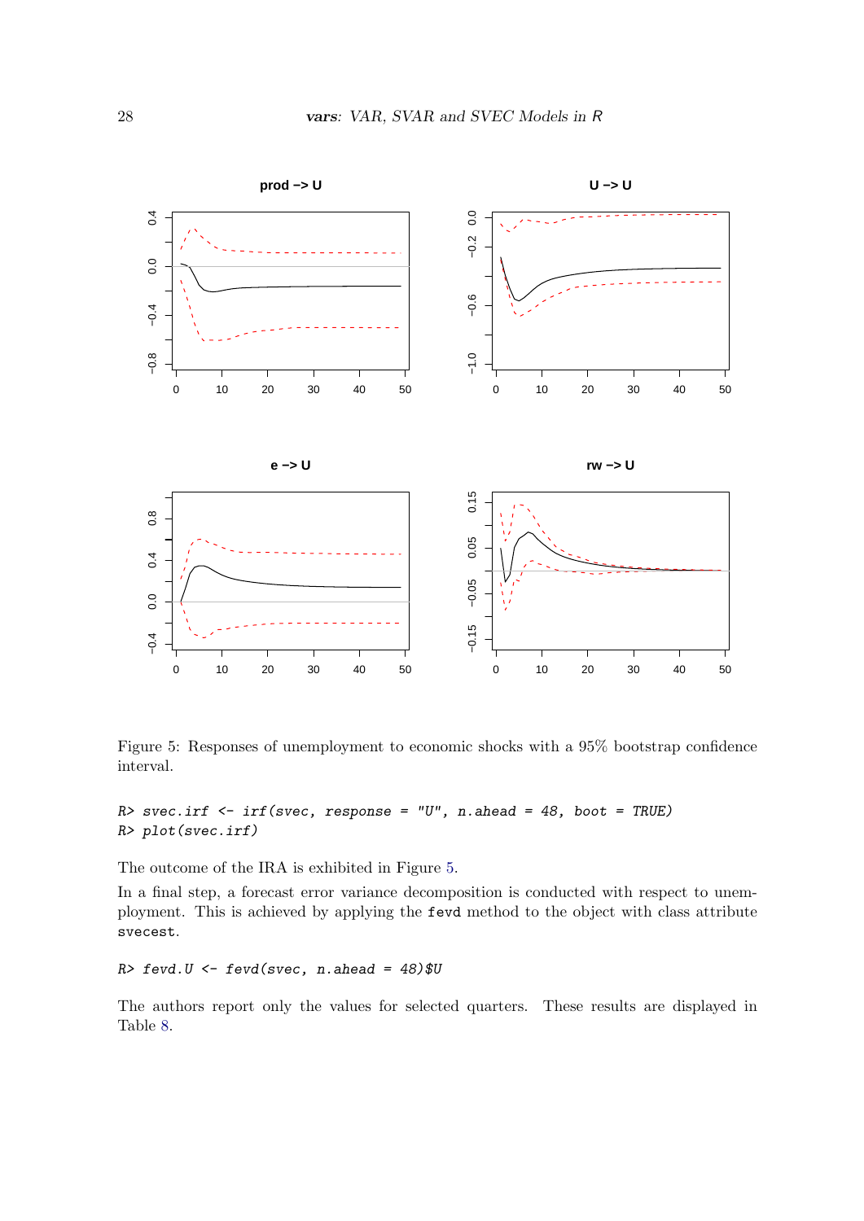Figure 5: Responses of unemployment to economic shocks with a 95% bootstrap confidence interval.

```
R> svec.irf <- irf(svec, response = "U", n.ahead = 48, boot = TRUE)
R> plot(svec.irf)
```

The outcome of the IRA is exhibited in Figure 5.

In a final step, a forecast error variance decomposition is conducted with respect to unemployment. This is achieved by applying the `fevd` method to the object with class attribute `svecest`.

```
R> fevd.U <- fevd(svec, n.ahead = 48)$U
```

The authors report only the values for selected quarters. These results are displayed in Table 8.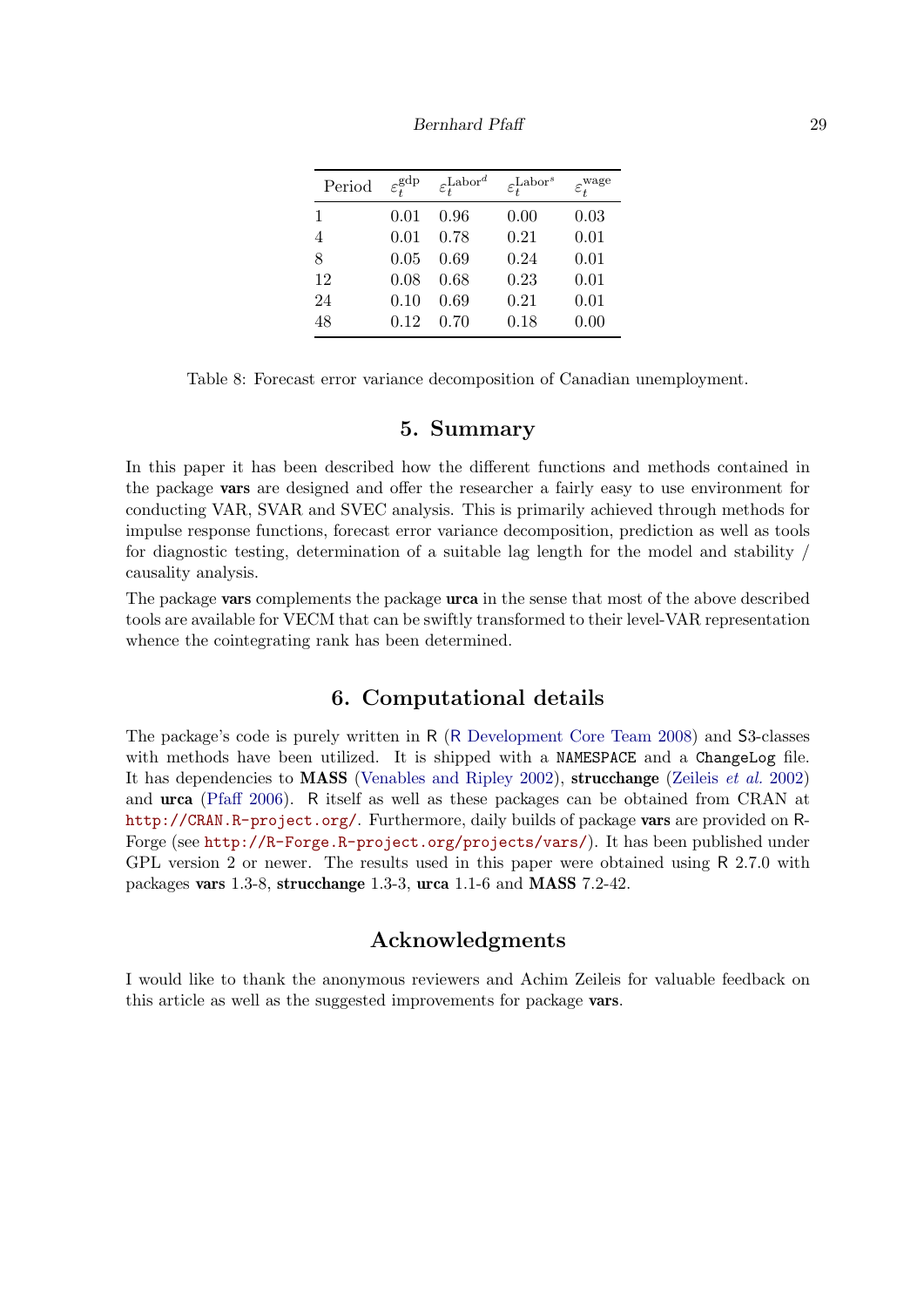| Period | $\varepsilon_t^{\text{gdp}}$ | $\varepsilon_t^{\text{Labor}^d}$ | $\varepsilon_t^{\text{Labor}^s}$ | $\varepsilon_t^{\text{wage}}$ |
|---|---|---|---|---|
| 1 | 0.01 | 0.96 | 0.00 | 0.03 |
| 4 | 0.01 | 0.78 | 0.21 | 0.01 |
| 8 | 0.05 | 0.69 | 0.24 | 0.01 |
| 12 | 0.08 | 0.68 | 0.23 | 0.01 |
| 24 | 0.10 | 0.69 | 0.21 | 0.01 |
| 48 | 0.12 | 0.70 | 0.18 | 0.00 |

Table 8: Forecast error variance decomposition of Canadian unemployment.

## 5. Summary

In this paper it has been described how the different functions and methods contained in the package **vars** are designed and offer the researcher a fairly easy to use environment for conducting VAR, SVAR and SVEC analysis. This is primarily achieved through methods for impulse response functions, forecast error variance decomposition, prediction as well as tools for diagnostic testing, determination of a suitable lag length for the model and stability / causality analysis.

The package **vars** complements the package **urca** in the sense that most of the above described tools are available for VECM that can be swiftly transformed to their level-VAR representation whence the cointegrating rank has been determined.

## 6. Computational details

The package's code is purely written in R (R Development Core Team 2008) and S3-classes with methods have been utilized. It is shipped with a `NAMESPACE` and a `ChangeLog` file. It has dependencies to **MASS** (Venables and Ripley 2002), **strucchange** (Zeileis *et al.* 2002) and **urca** (Pfaff 2006). R itself as well as these packages can be obtained from CRAN at `http://CRAN.R-project.org/`. Furthermore, daily builds of package **vars** are provided on R-Forge (see `http://R-Forge.R-project.org/projects/vars/`). It has been published under GPL version 2 or newer. The results used in this paper were obtained using R 2.7.0 with packages **vars** 1.3-8, **strucchange** 1.3-3, **urca** 1.1-6 and **MASS** 7.2-42.

## Acknowledgments

I would like to thank the anonymous reviewers and Achim Zeileis for valuable feedback on this article as well as the suggested improvements for package **vars**.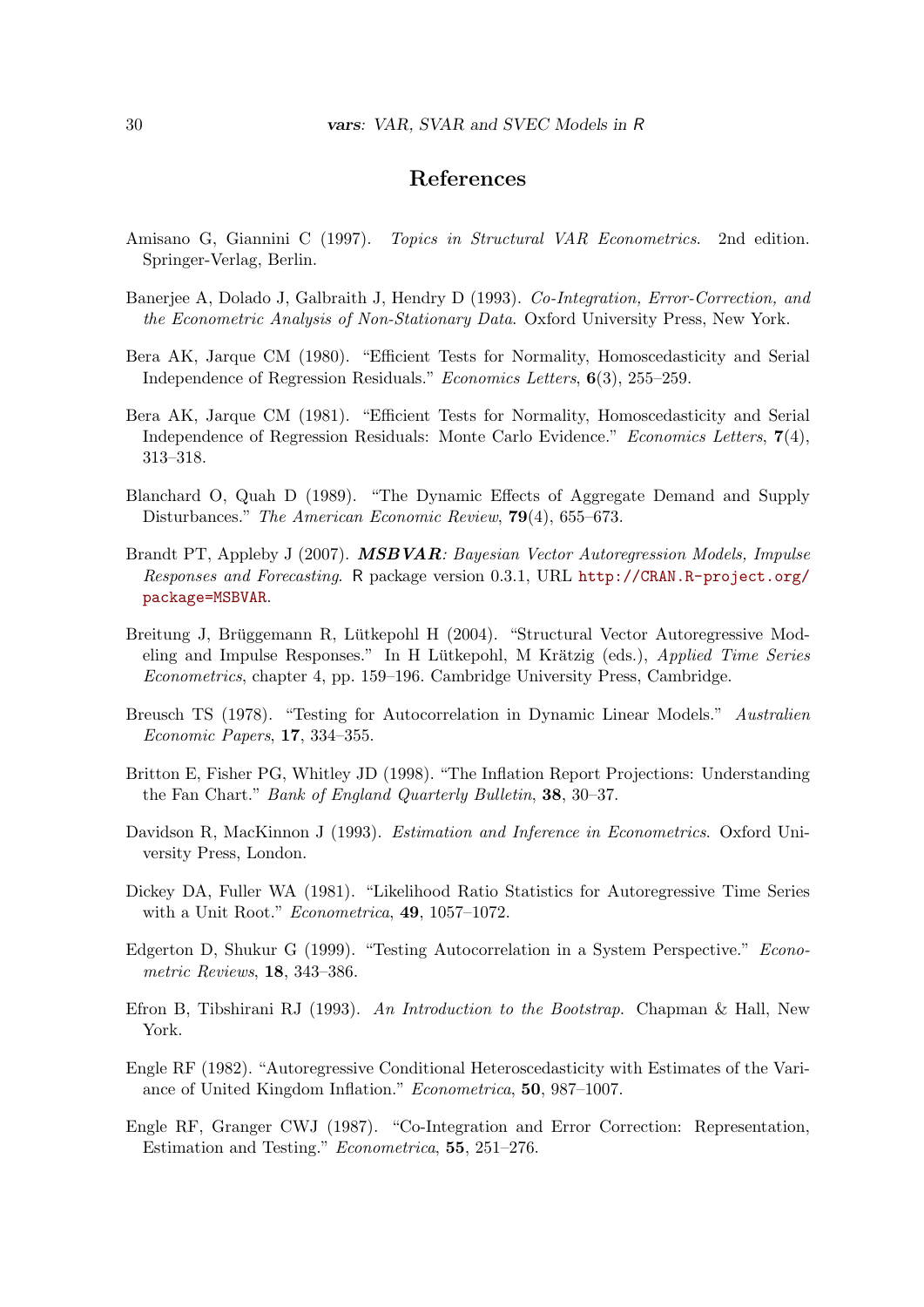# References

Amisano G, Giannini C (1997). *Topics in Structural VAR Econometrics*. 2nd edition. Springer-Verlag, Berlin.

Banerjee A, Dolado J, Galbraith J, Hendry D (1993). *Co-Integration, Error-Correction, and the Econometric Analysis of Non-Stationary Data*. Oxford University Press, New York.

Bera AK, Jarque CM (1980). "Efficient Tests for Normality, Homoscedasticity and Serial Independence of Regression Residuals." *Economics Letters*, **6**(3), 255–259.

Bera AK, Jarque CM (1981). "Efficient Tests for Normality, Homoscedasticity and Serial Independence of Regression Residuals: Monte Carlo Evidence." *Economics Letters*, **7**(4), 313–318.

Blanchard O, Quah D (1989). "The Dynamic Effects of Aggregate Demand and Supply Disturbances." *The American Economic Review*, **79**(4), 655–673.

Brandt PT, Appleby J (2007). ***MSBVAR**: Bayesian Vector Autoregression Models, Impulse Responses and Forecasting*. R package version 0.3.1, URL http://CRAN.R-project.org/package=MSBVAR.

Breitung J, Brüggemann R, Lütkepohl H (2004). "Structural Vector Autoregressive Modeling and Impulse Responses." In H Lütkepohl, M Krätzig (eds.), *Applied Time Series Econometrics*, chapter 4, pp. 159–196. Cambridge University Press, Cambridge.

Breusch TS (1978). "Testing for Autocorrelation in Dynamic Linear Models." *Australien Economic Papers*, **17**, 334–355.

Britton E, Fisher PG, Whitley JD (1998). "The Inflation Report Projections: Understanding the Fan Chart." *Bank of England Quarterly Bulletin*, **38**, 30–37.

Davidson R, MacKinnon J (1993). *Estimation and Inference in Econometrics*. Oxford University Press, London.

Dickey DA, Fuller WA (1981). "Likelihood Ratio Statistics for Autoregressive Time Series with a Unit Root." *Econometrica*, **49**, 1057–1072.

Edgerton D, Shukur G (1999). "Testing Autocorrelation in a System Perspective." *Econometric Reviews*, **18**, 343–386.

Efron B, Tibshirani RJ (1993). *An Introduction to the Bootstrap*. Chapman & Hall, New York.

Engle RF (1982). "Autoregressive Conditional Heteroscedasticity with Estimates of the Variance of United Kingdom Inflation." *Econometrica*, **50**, 987–1007.

Engle RF, Granger CWJ (1987). "Co-Integration and Error Correction: Representation, Estimation and Testing." *Econometrica*, **55**, 251–276.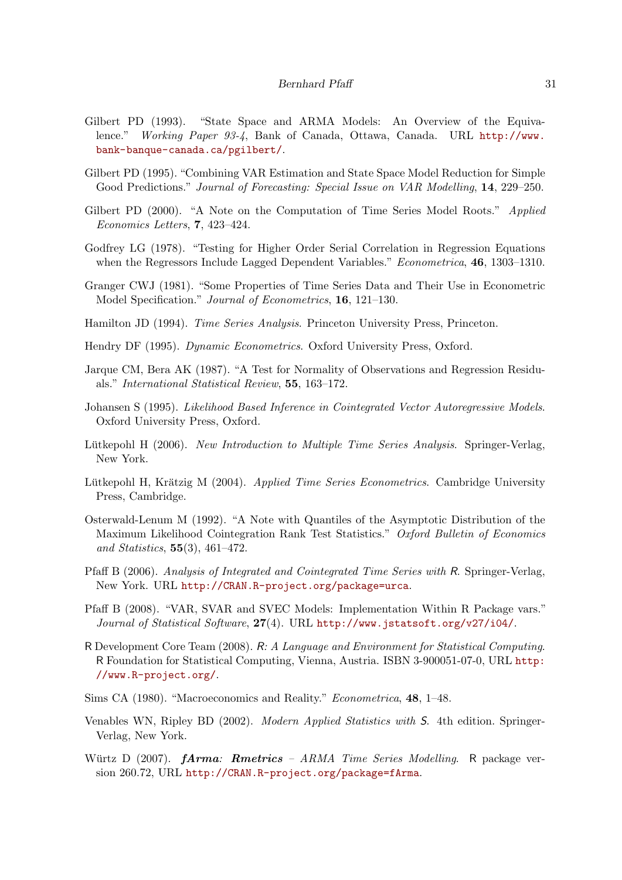Gilbert PD (1993). "State Space and ARMA Models: An Overview of the Equivalence." *Working Paper 93-4*, Bank of Canada, Ottawa, Canada. URL http://www.bank-banque-canada.ca/pgilbert/.

Gilbert PD (1995). "Combining VAR Estimation and State Space Model Reduction for Simple Good Predictions." *Journal of Forecasting: Special Issue on VAR Modelling*, **14**, 229–250.

Gilbert PD (2000). "A Note on the Computation of Time Series Model Roots." *Applied Economics Letters*, **7**, 423–424.

Godfrey LG (1978). "Testing for Higher Order Serial Correlation in Regression Equations when the Regressors Include Lagged Dependent Variables." *Econometrica*, **46**, 1303–1310.

Granger CWJ (1981). "Some Properties of Time Series Data and Their Use in Econometric Model Specification." *Journal of Econometrics*, **16**, 121–130.

Hamilton JD (1994). *Time Series Analysis*. Princeton University Press, Princeton.

Hendry DF (1995). *Dynamic Econometrics*. Oxford University Press, Oxford.

Jarque CM, Bera AK (1987). "A Test for Normality of Observations and Regression Residuals." *International Statistical Review*, **55**, 163–172.

Johansen S (1995). *Likelihood Based Inference in Cointegrated Vector Autoregressive Models*. Oxford University Press, Oxford.

Lütkepohl H (2006). *New Introduction to Multiple Time Series Analysis*. Springer-Verlag, New York.

Lütkepohl H, Krätzig M (2004). *Applied Time Series Econometrics*. Cambridge University Press, Cambridge.

Osterwald-Lenum M (1992). "A Note with Quantiles of the Asymptotic Distribution of the Maximum Likelihood Cointegration Rank Test Statistics." *Oxford Bulletin of Economics and Statistics*, **55**(3), 461–472.

Pfaff B (2006). *Analysis of Integrated and Cointegrated Time Series with R*. Springer-Verlag, New York. URL http://CRAN.R-project.org/package=urca.

Pfaff B (2008). "VAR, SVAR and SVEC Models: Implementation Within R Package vars." *Journal of Statistical Software*, **27**(4). URL http://www.jstatsoft.org/v27/i04/.

R Development Core Team (2008). *R: A Language and Environment for Statistical Computing*. R Foundation for Statistical Computing, Vienna, Austria. ISBN 3-900051-07-0, URL http://www.R-project.org/.

Sims CA (1980). "Macroeconomics and Reality." *Econometrica*, **48**, 1–48.

Venables WN, Ripley BD (2002). *Modern Applied Statistics with S*. 4th edition. Springer-Verlag, New York.

Würtz D (2007). ***fArma**: **Rmetrics** – ARMA Time Series Modelling*. R package version 260.72, URL http://CRAN.R-project.org/package=fArma.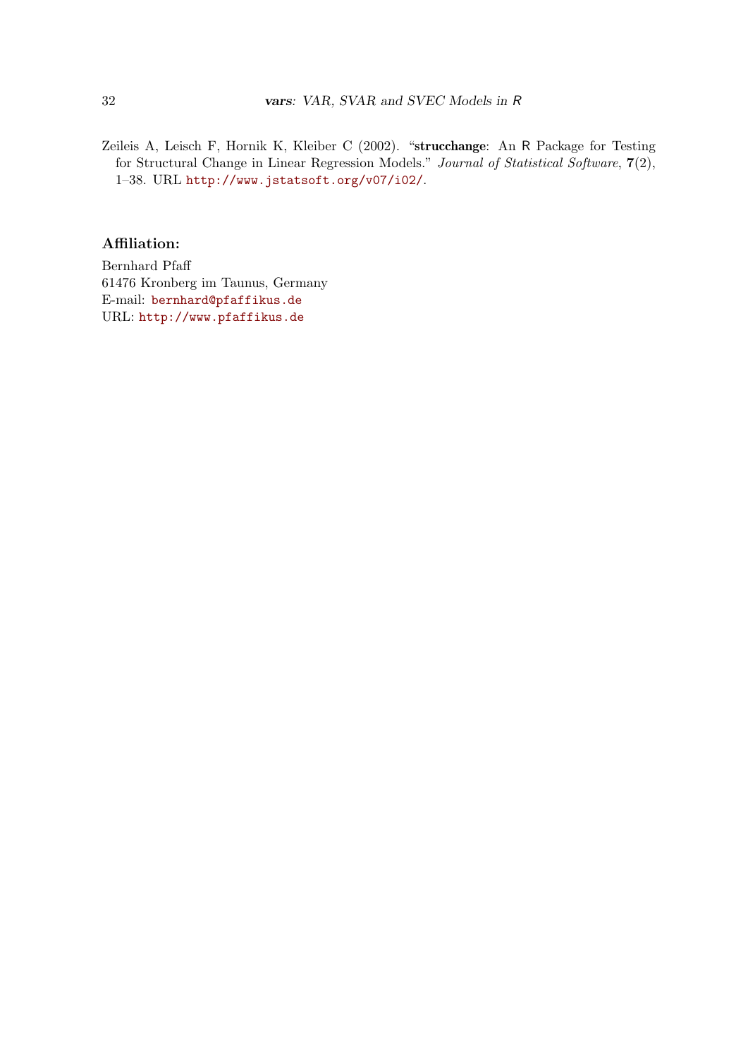Zeileis A, Leisch F, Hornik K, Kleiber C (2002). "**strucchange**: An R Package for Testing for Structural Change in Linear Regression Models." *Journal of Statistical Software*, **7**(2), 1–38. URL http://www.jstatsoft.org/v07/i02/.

**Affiliation:**

Bernhard Pfaff
61476 Kronberg im Taunus, Germany
E-mail: bernhard@pfaffikus.de
URL: http://www.pfaffikus.de